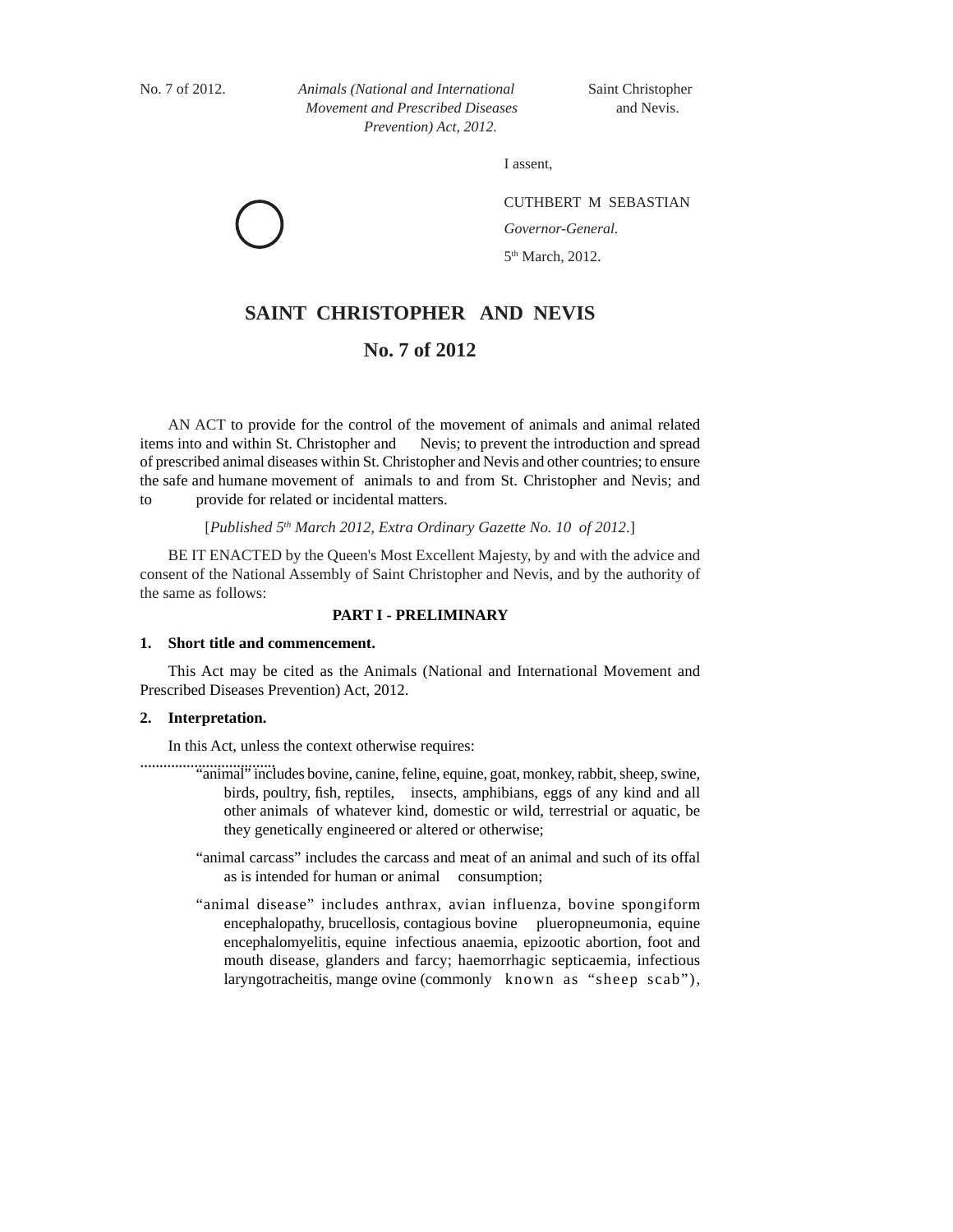No. 7 of 2012. *Animals (National and International Movement and Prescribed Diseases Prevention) Act, 2012.* Saint Christopher and Nevis.

I assent,

CUTHBERT M SEBASTIAN

*Governor-General.*

5th March, 2012.

# SAINT CHRISTOPHER AND NEVIS

## No. 7 of 2012

AN ACT to provide for the control of the movement of animals and animal related items into and within St. Christopher and Nevis; to prevent the introduction and spread of prescribed animal diseases within St. Christopher and Nevis and other countries; to ensure the safe and humane movement of animals to and from St. Christopher and Nevis; and to provide for related or incidental matters.

[*Published 5th March 2012, Extra Ordinary Gazette No. 10 of 2012.*]

BE IT ENACTED by the Queen's Most Excellent Majesty, by and with the advice and consent of the National Assembly of Saint Christopher and Nevis, and by the authority of the same as follows:

### PART I - PRELIMINARY

**1. Short title and commencement.**

This Act may be cited as the Animals (National and International Movement and Prescribed Diseases Prevention) Act, 2012.

**2. Interpretation.**

In this Act, unless the context otherwise requires:

"animal" includes bovine, canine, feline, equine, goat, monkey, rabbit, sheep, swine, birds, poultry, fish, reptiles, insects, amphibians, eggs of any kind and all other animals of whatever kind, domestic or wild, terrestrial or aquatic, be they genetically engineered or altered or otherwise;

"animal carcass" includes the carcass and meat of an animal and such of its offal as is intended for human or animal consumption;

"animal disease" includes anthrax, avian influenza, bovine spongiform encephalopathy, brucellosis, contagious bovine plueropneumonia, equine encephalomyelitis, equine infectious anaemia, epizootic abortion, foot and mouth disease, glanders and farcy; haemorrhagic septicaemia, infectious laryngotracheitis, mange ovine (commonly known as "sheep scab"),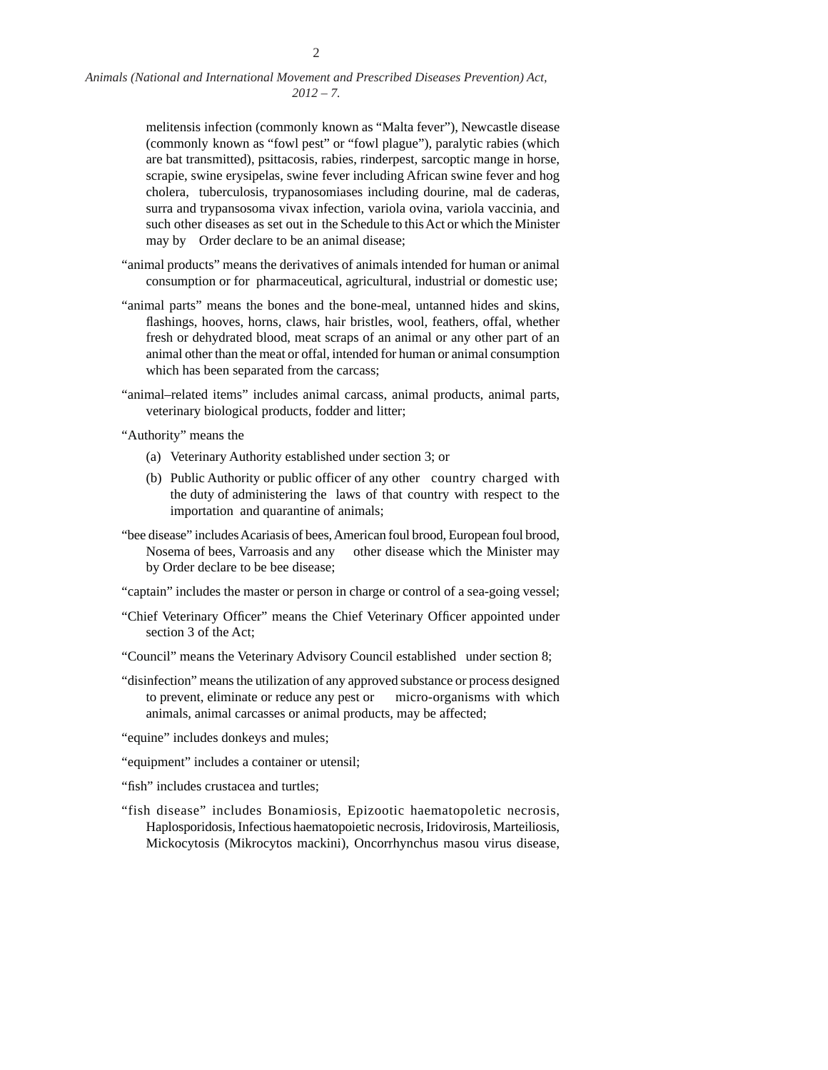melitensis infection (commonly known as "Malta fever"), Newcastle disease (commonly known as "fowl pest" or "fowl plague"), paralytic rabies (which are bat transmitted), psittacosis, rabies, rinderpest, sarcoptic mange in horse, scrapie, swine erysipelas, swine fever including African swine fever and hog cholera, tuberculosis, trypanosomiases including dourine, mal de caderas, surra and trypansosoma vivax infection, variola ovina, variola vaccinia, and such other diseases as set out in the Schedule to this Act or which the Minister may by Order declare to be an animal disease;

"animal products" means the derivatives of animals intended for human or animal consumption or for pharmaceutical, agricultural, industrial or domestic use;

"animal parts" means the bones and the bone-meal, untanned hides and skins, flashings, hooves, horns, claws, hair bristles, wool, feathers, offal, whether fresh or dehydrated blood, meat scraps of an animal or any other part of an animal other than the meat or offal, intended for human or animal consumption which has been separated from the carcass;

"animal–related items" includes animal carcass, animal products, animal parts, veterinary biological products, fodder and litter;

"Authority" means the

(a) Veterinary Authority established under section 3; or

(b) Public Authority or public officer of any other country charged with the duty of administering the laws of that country with respect to the importation and quarantine of animals;

"bee disease" includes Acariasis of bees, American foul brood, European foul brood, Nosema of bees, Varroasis and any other disease which the Minister may by Order declare to be bee disease;

"captain" includes the master or person in charge or control of a sea-going vessel;

"Chief Veterinary Officer" means the Chief Veterinary Officer appointed under section 3 of the Act;

"Council" means the Veterinary Advisory Council established under section 8;

"disinfection" means the utilization of any approved substance or process designed to prevent, eliminate or reduce any pest or micro-organisms with which animals, animal carcasses or animal products, may be affected;

"equine" includes donkeys and mules;

"equipment" includes a container or utensil;

"fish" includes crustacea and turtles;

"fish disease" includes Bonamiosis, Epizootic haematopoletic necrosis, Haplosporidosis, Infectious haematopoietic necrosis, Iridovirosis, Marteiliosis, Mickocytosis (Mikrocytos mackini), Oncorrhynchus masou virus disease,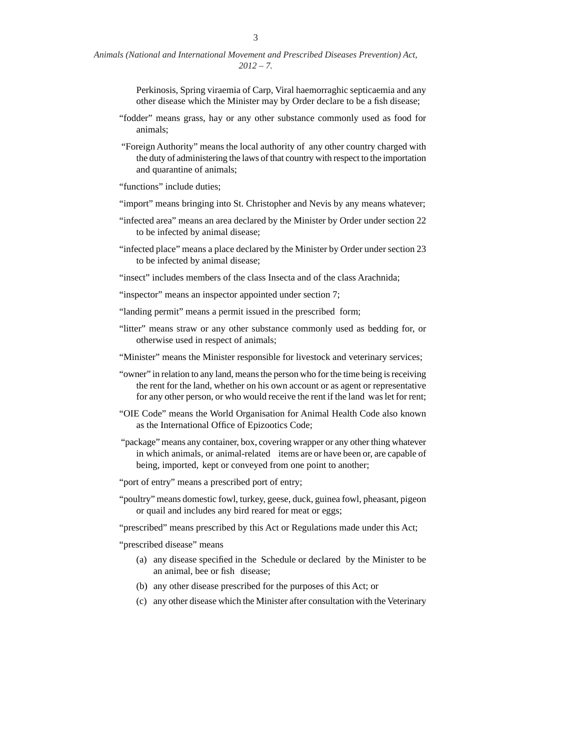Perkinosis, Spring viraemia of Carp, Viral haemorraghic septicaemia and any other disease which the Minister may by Order declare to be a fish disease;

"fodder" means grass, hay or any other substance commonly used as food for animals;

"Foreign Authority" means the local authority of any other country charged with the duty of administering the laws of that country with respect to the importation and quarantine of animals;

"functions" include duties;

"import" means bringing into St. Christopher and Nevis by any means whatever;

"infected area" means an area declared by the Minister by Order under section 22 to be infected by animal disease;

"infected place" means a place declared by the Minister by Order under section 23 to be infected by animal disease;

"insect" includes members of the class Insecta and of the class Arachnida;

"inspector" means an inspector appointed under section 7;

"landing permit" means a permit issued in the prescribed form;

"litter" means straw or any other substance commonly used as bedding for, or otherwise used in respect of animals;

"Minister" means the Minister responsible for livestock and veterinary services;

"owner" in relation to any land, means the person who for the time being is receiving the rent for the land, whether on his own account or as agent or representative for any other person, or who would receive the rent if the land was let for rent;

"OIE Code" means the World Organisation for Animal Health Code also known as the International Office of Epizootics Code;

"package" means any container, box, covering wrapper or any other thing whatever in which animals, or animal-related items are or have been or, are capable of being, imported, kept or conveyed from one point to another;

"port of entry" means a prescribed port of entry;

"poultry" means domestic fowl, turkey, geese, duck, guinea fowl, pheasant, pigeon or quail and includes any bird reared for meat or eggs;

"prescribed" means prescribed by this Act or Regulations made under this Act;

"prescribed disease" means

(a) any disease specified in the Schedule or declared by the Minister to be an animal, bee or fish disease;

(b) any other disease prescribed for the purposes of this Act; or

(c) any other disease which the Minister after consultation with the Veterinary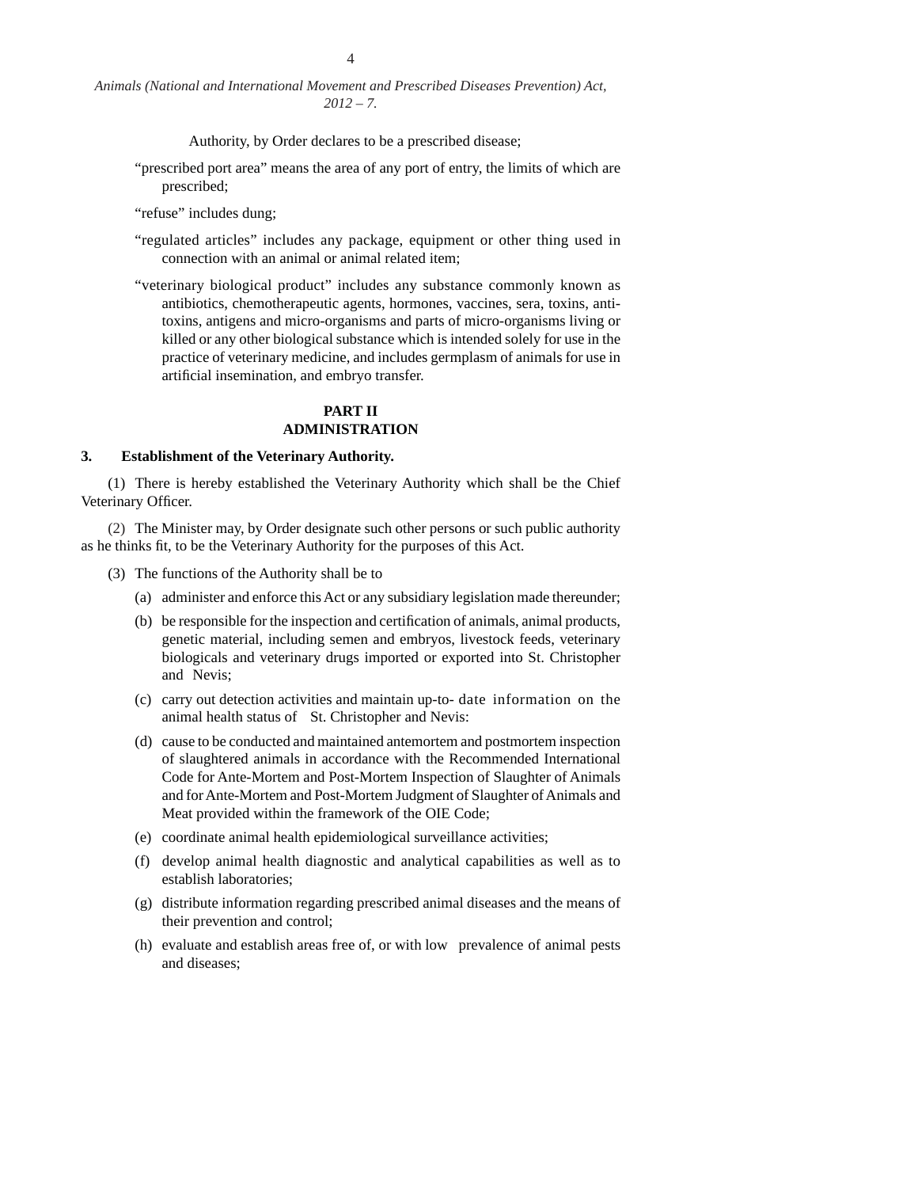Authority, by Order declares to be a prescribed disease;

"prescribed port area" means the area of any port of entry, the limits of which are prescribed;

"refuse" includes dung;

"regulated articles" includes any package, equipment or other thing used in connection with an animal or animal related item;

"veterinary biological product" includes any substance commonly known as antibiotics, chemotherapeutic agents, hormones, vaccines, sera, toxins, anti-toxins, antigens and micro-organisms and parts of micro-organisms living or killed or any other biological substance which is intended solely for use in the practice of veterinary medicine, and includes germplasm of animals for use in artificial insemination, and embryo transfer.

## PART II
## ADMINISTRATION

**3. Establishment of the Veterinary Authority.**

(1) There is hereby established the Veterinary Authority which shall be the Chief Veterinary Officer.

(2) The Minister may, by Order designate such other persons or such public authority as he thinks fit, to be the Veterinary Authority for the purposes of this Act.

(3) The functions of the Authority shall be to

(a) administer and enforce this Act or any subsidiary legislation made thereunder;

(b) be responsible for the inspection and certification of animals, animal products, genetic material, including semen and embryos, livestock feeds, veterinary biologicals and veterinary drugs imported or exported into St. Christopher and Nevis;

(c) carry out detection activities and maintain up-to- date information on the animal health status of St. Christopher and Nevis:

(d) cause to be conducted and maintained antemortem and postmortem inspection of slaughtered animals in accordance with the Recommended International Code for Ante-Mortem and Post-Mortem Inspection of Slaughter of Animals and for Ante-Mortem and Post-Mortem Judgment of Slaughter of Animals and Meat provided within the framework of the OIE Code;

(e) coordinate animal health epidemiological surveillance activities;

(f) develop animal health diagnostic and analytical capabilities as well as to establish laboratories;

(g) distribute information regarding prescribed animal diseases and the means of their prevention and control;

(h) evaluate and establish areas free of, or with low prevalence of animal pests and diseases;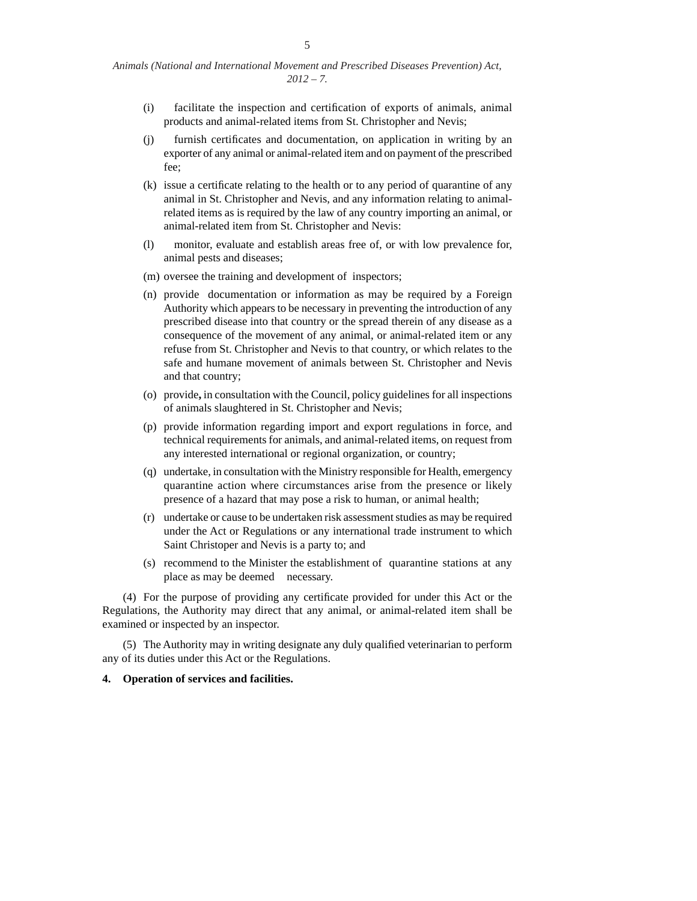(i) facilitate the inspection and certification of exports of animals, animal products and animal-related items from St. Christopher and Nevis;

(j) furnish certificates and documentation, on application in writing by an exporter of any animal or animal-related item and on payment of the prescribed fee;

(k) issue a certificate relating to the health or to any period of quarantine of any animal in St. Christopher and Nevis, and any information relating to animal-related items as is required by the law of any country importing an animal, or animal-related item from St. Christopher and Nevis:

(l) monitor, evaluate and establish areas free of, or with low prevalence for, animal pests and diseases;

(m) oversee the training and development of inspectors;

(n) provide documentation or information as may be required by a Foreign Authority which appears to be necessary in preventing the introduction of any prescribed disease into that country or the spread therein of any disease as a consequence of the movement of any animal, or animal-related item or any refuse from St. Christopher and Nevis to that country, or which relates to the safe and humane movement of animals between St. Christopher and Nevis and that country;

(o) provide**,** in consultation with the Council, policy guidelines for all inspections of animals slaughtered in St. Christopher and Nevis;

(p) provide information regarding import and export regulations in force, and technical requirements for animals, and animal-related items, on request from any interested international or regional organization, or country;

(q) undertake, in consultation with the Ministry responsible for Health, emergency quarantine action where circumstances arise from the presence or likely presence of a hazard that may pose a risk to human, or animal health;

(r) undertake or cause to be undertaken risk assessment studies as may be required under the Act or Regulations or any international trade instrument to which Saint Christoper and Nevis is a party to; and

(s) recommend to the Minister the establishment of quarantine stations at any place as may be deemed necessary.

(4) For the purpose of providing any certificate provided for under this Act or the Regulations, the Authority may direct that any animal, or animal-related item shall be examined or inspected by an inspector.

(5) The Authority may in writing designate any duly qualified veterinarian to perform any of its duties under this Act or the Regulations.

**4. Operation of services and facilities.**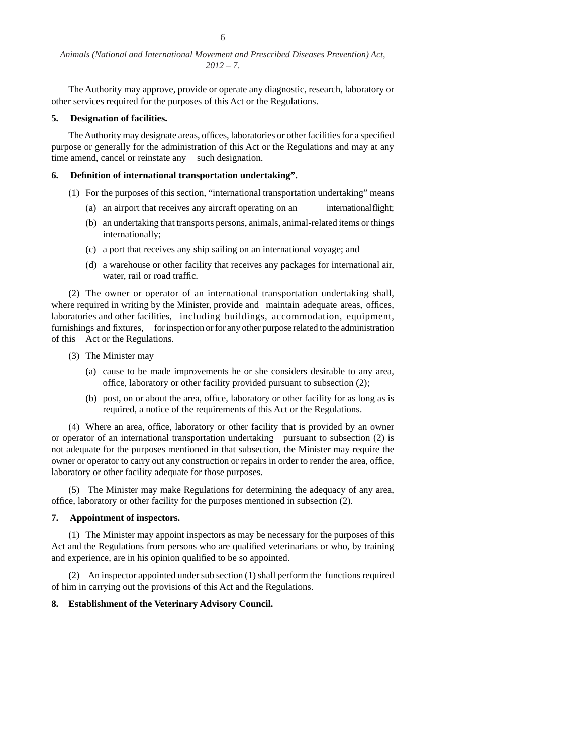The Authority may approve, provide or operate any diagnostic, research, laboratory or other services required for the purposes of this Act or the Regulations.

**5. Designation of facilities.**

The Authority may designate areas, offices, laboratories or other facilities for a specified purpose or generally for the administration of this Act or the Regulations and may at any time amend, cancel or reinstate any such designation.

**6. Definition of international transportation undertaking".**

(1) For the purposes of this section, "international transportation undertaking" means

(a) an airport that receives any aircraft operating on an international flight;

(b) an undertaking that transports persons, animals, animal-related items or things internationally;

(c) a port that receives any ship sailing on an international voyage; and

(d) a warehouse or other facility that receives any packages for international air, water, rail or road traffic.

(2) The owner or operator of an international transportation undertaking shall, where required in writing by the Minister, provide and maintain adequate areas, offices, laboratories and other facilities, including buildings, accommodation, equipment, furnishings and fixtures, for inspection or for any other purpose related to the administration of this Act or the Regulations.

(3) The Minister may

(a) cause to be made improvements he or she considers desirable to any area, office, laboratory or other facility provided pursuant to subsection (2);

(b) post, on or about the area, office, laboratory or other facility for as long as is required, a notice of the requirements of this Act or the Regulations.

(4) Where an area, office, laboratory or other facility that is provided by an owner or operator of an international transportation undertaking pursuant to subsection (2) is not adequate for the purposes mentioned in that subsection, the Minister may require the owner or operator to carry out any construction or repairs in order to render the area, office, laboratory or other facility adequate for those purposes.

(5) The Minister may make Regulations for determining the adequacy of any area, office, laboratory or other facility for the purposes mentioned in subsection (2).

**7. Appointment of inspectors.**

(1) The Minister may appoint inspectors as may be necessary for the purposes of this Act and the Regulations from persons who are qualified veterinarians or who, by training and experience, are in his opinion qualified to be so appointed.

(2) An inspector appointed under sub section (1) shall perform the functions required of him in carrying out the provisions of this Act and the Regulations.

**8. Establishment of the Veterinary Advisory Council.**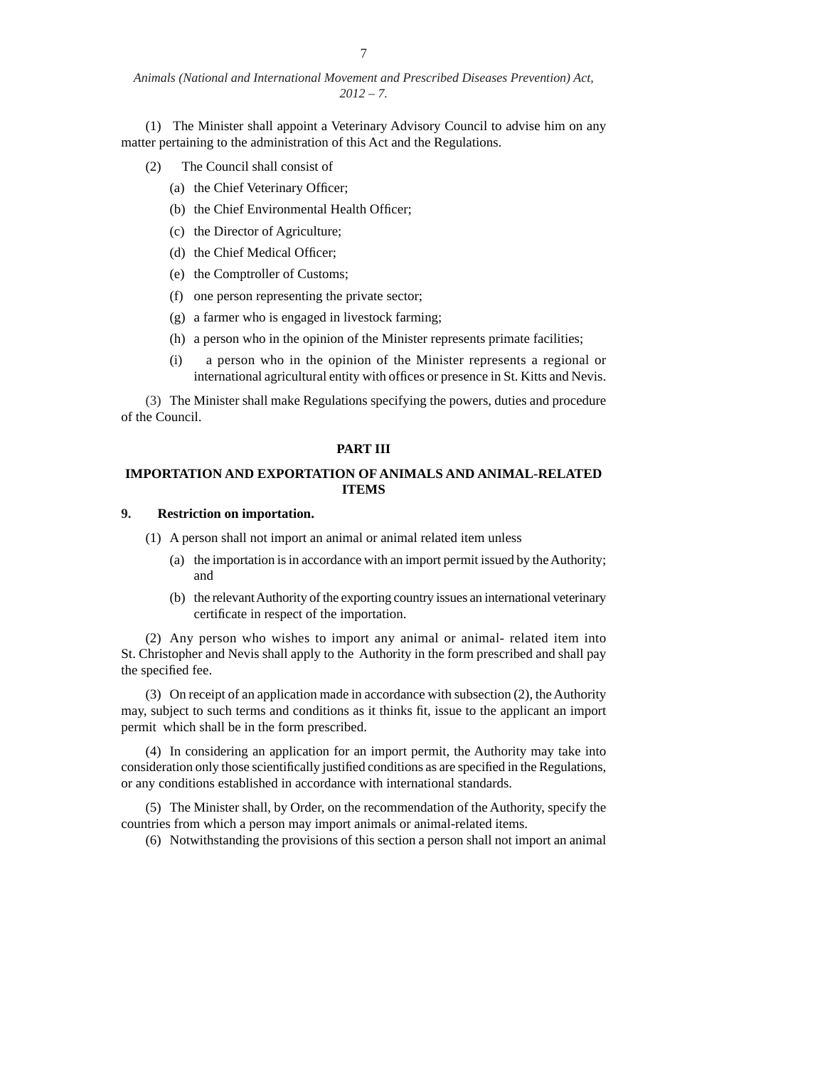(1) The Minister shall appoint a Veterinary Advisory Council to advise him on any matter pertaining to the administration of this Act and the Regulations.

(2) The Council shall consist of

(a) the Chief Veterinary Officer;

(b) the Chief Environmental Health Officer;

(c) the Director of Agriculture;

(d) the Chief Medical Officer;

(e) the Comptroller of Customs;

(f) one person representing the private sector;

(g) a farmer who is engaged in livestock farming;

(h) a person who in the opinion of the Minister represents primate facilities;

(i) a person who in the opinion of the Minister represents a regional or international agricultural entity with offices or presence in St. Kitts and Nevis.

(3) The Minister shall make Regulations specifying the powers, duties and procedure of the Council.

## PART III

## IMPORTATION AND EXPORTATION OF ANIMALS AND ANIMAL-RELATED ITEMS

**9. Restriction on importation.**

(1) A person shall not import an animal or animal related item unless

(a) the importation is in accordance with an import permit issued by the Authority; and

(b) the relevant Authority of the exporting country issues an international veterinary certificate in respect of the importation.

(2) Any person who wishes to import any animal or animal- related item into St. Christopher and Nevis shall apply to the Authority in the form prescribed and shall pay the specified fee.

(3) On receipt of an application made in accordance with subsection (2), the Authority may, subject to such terms and conditions as it thinks fit, issue to the applicant an import permit which shall be in the form prescribed.

(4) In considering an application for an import permit, the Authority may take into consideration only those scientifically justified conditions as are specified in the Regulations, or any conditions established in accordance with international standards.

(5) The Minister shall, by Order, on the recommendation of the Authority, specify the countries from which a person may import animals or animal-related items.

(6) Notwithstanding the provisions of this section a person shall not import an animal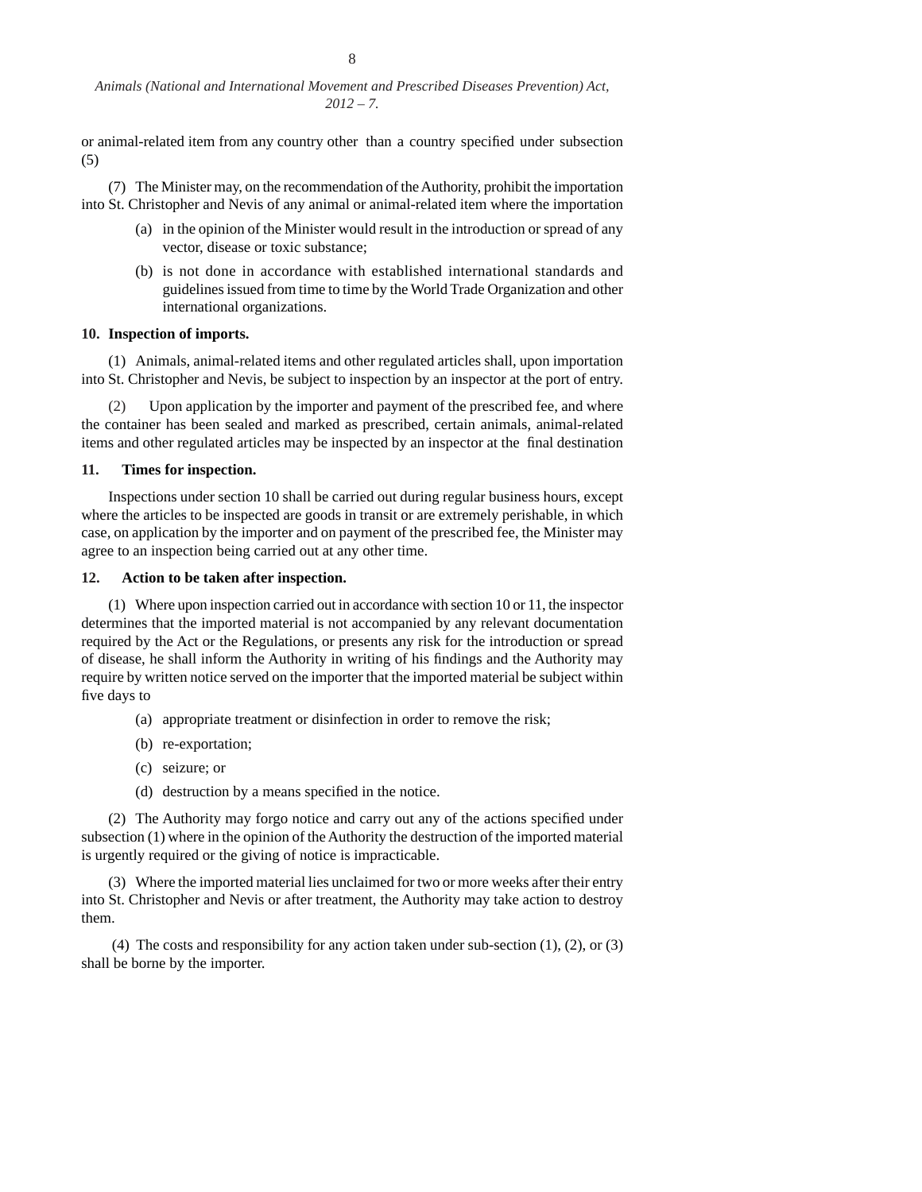or animal-related item from any country other than a country specified under subsection (5)

(7) The Minister may, on the recommendation of the Authority, prohibit the importation into St. Christopher and Nevis of any animal or animal-related item where the importation

(a) in the opinion of the Minister would result in the introduction or spread of any vector, disease or toxic substance;

(b) is not done in accordance with established international standards and guidelines issued from time to time by the World Trade Organization and other international organizations.

**10. Inspection of imports.**

(1) Animals, animal-related items and other regulated articles shall, upon importation into St. Christopher and Nevis, be subject to inspection by an inspector at the port of entry.

(2) Upon application by the importer and payment of the prescribed fee, and where the container has been sealed and marked as prescribed, certain animals, animal-related items and other regulated articles may be inspected by an inspector at the final destination

**11. Times for inspection.**

Inspections under section 10 shall be carried out during regular business hours, except where the articles to be inspected are goods in transit or are extremely perishable, in which case, on application by the importer and on payment of the prescribed fee, the Minister may agree to an inspection being carried out at any other time.

**12. Action to be taken after inspection.**

(1) Where upon inspection carried out in accordance with section 10 or 11, the inspector determines that the imported material is not accompanied by any relevant documentation required by the Act or the Regulations, or presents any risk for the introduction or spread of disease, he shall inform the Authority in writing of his findings and the Authority may require by written notice served on the importer that the imported material be subject within five days to

(a) appropriate treatment or disinfection in order to remove the risk;

(b) re-exportation;

(c) seizure; or

(d) destruction by a means specified in the notice.

(2) The Authority may forgo notice and carry out any of the actions specified under subsection (1) where in the opinion of the Authority the destruction of the imported material is urgently required or the giving of notice is impracticable.

(3) Where the imported material lies unclaimed for two or more weeks after their entry into St. Christopher and Nevis or after treatment, the Authority may take action to destroy them.

(4) The costs and responsibility for any action taken under sub-section (1), (2), or (3) shall be borne by the importer.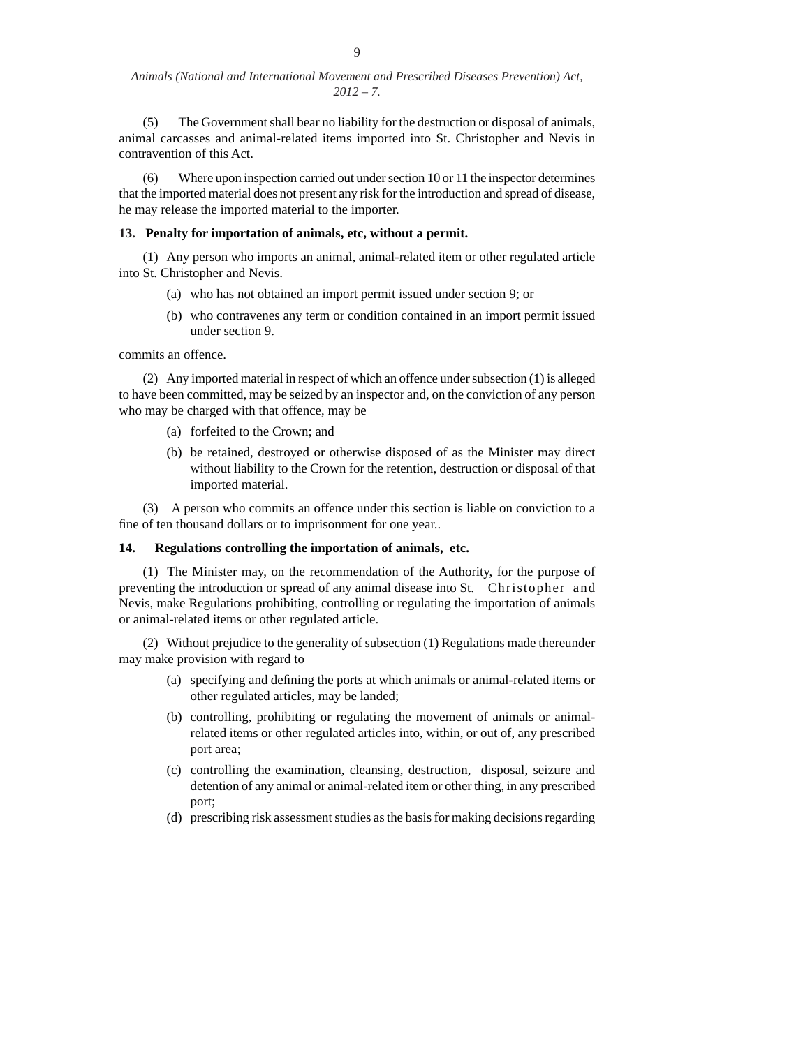(5) The Government shall bear no liability for the destruction or disposal of animals, animal carcasses and animal-related items imported into St. Christopher and Nevis in contravention of this Act.

(6) Where upon inspection carried out under section 10 or 11 the inspector determines that the imported material does not present any risk for the introduction and spread of disease, he may release the imported material to the importer.

**13. Penalty for importation of animals, etc, without a permit.**

(1) Any person who imports an animal, animal-related item or other regulated article into St. Christopher and Nevis.

(a) who has not obtained an import permit issued under section 9; or

(b) who contravenes any term or condition contained in an import permit issued under section 9.

commits an offence.

(2) Any imported material in respect of which an offence under subsection (1) is alleged to have been committed, may be seized by an inspector and, on the conviction of any person who may be charged with that offence, may be

(a) forfeited to the Crown; and

(b) be retained, destroyed or otherwise disposed of as the Minister may direct without liability to the Crown for the retention, destruction or disposal of that imported material.

(3) A person who commits an offence under this section is liable on conviction to a fine of ten thousand dollars or to imprisonment for one year..

**14. Regulations controlling the importation of animals, etc.**

(1) The Minister may, on the recommendation of the Authority, for the purpose of preventing the introduction or spread of any animal disease into St. Christopher and Nevis, make Regulations prohibiting, controlling or regulating the importation of animals or animal-related items or other regulated article.

(2) Without prejudice to the generality of subsection (1) Regulations made thereunder may make provision with regard to

(a) specifying and defining the ports at which animals or animal-related items or other regulated articles, may be landed;

(b) controlling, prohibiting or regulating the movement of animals or animal-related items or other regulated articles into, within, or out of, any prescribed port area;

(c) controlling the examination, cleansing, destruction, disposal, seizure and detention of any animal or animal-related item or other thing, in any prescribed port;

(d) prescribing risk assessment studies as the basis for making decisions regarding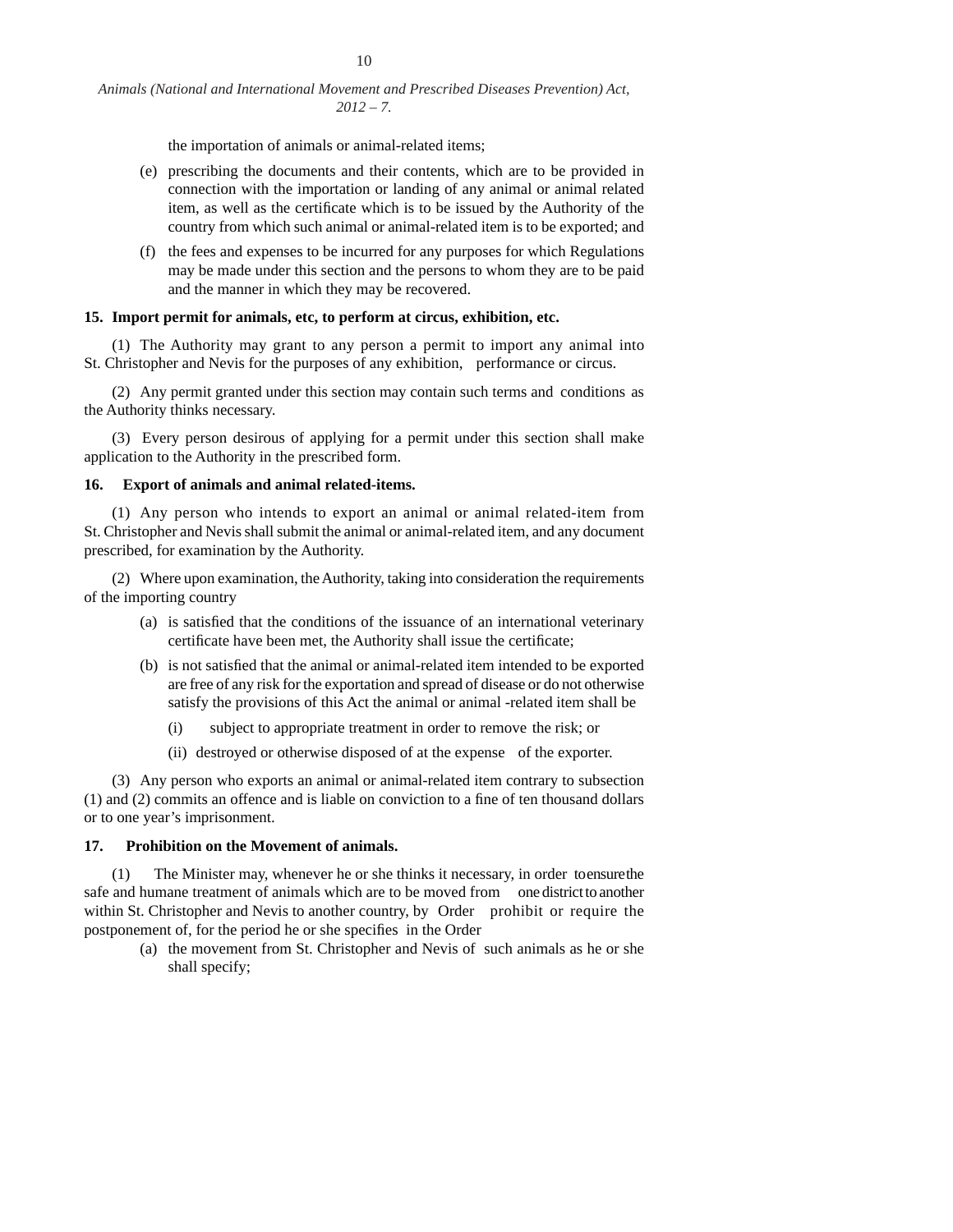the importation of animals or animal-related items;

(e) prescribing the documents and their contents, which are to be provided in connection with the importation or landing of any animal or animal related item, as well as the certificate which is to be issued by the Authority of the country from which such animal or animal-related item is to be exported; and

(f) the fees and expenses to be incurred for any purposes for which Regulations may be made under this section and the persons to whom they are to be paid and the manner in which they may be recovered.

**15. Import permit for animals, etc, to perform at circus, exhibition, etc.**

(1) The Authority may grant to any person a permit to import any animal into St. Christopher and Nevis for the purposes of any exhibition, performance or circus.

(2) Any permit granted under this section may contain such terms and conditions as the Authority thinks necessary.

(3) Every person desirous of applying for a permit under this section shall make application to the Authority in the prescribed form.

**16. Export of animals and animal related-items.**

(1) Any person who intends to export an animal or animal related-item from St. Christopher and Nevis shall submit the animal or animal-related item, and any document prescribed, for examination by the Authority.

(2) Where upon examination, the Authority, taking into consideration the requirements of the importing country

(a) is satisfied that the conditions of the issuance of an international veterinary certificate have been met, the Authority shall issue the certificate;

(b) is not satisfied that the animal or animal-related item intended to be exported are free of any risk for the exportation and spread of disease or do not otherwise satisfy the provisions of this Act the animal or animal -related item shall be

(i) subject to appropriate treatment in order to remove the risk; or

(ii) destroyed or otherwise disposed of at the expense of the exporter.

(3) Any person who exports an animal or animal-related item contrary to subsection (1) and (2) commits an offence and is liable on conviction to a fine of ten thousand dollars or to one year's imprisonment.

**17. Prohibition on the Movement of animals.**

(1) The Minister may, whenever he or she thinks it necessary, in order to ensure the safe and humane treatment of animals which are to be moved from one district to another within St. Christopher and Nevis to another country, by Order prohibit or require the postponement of, for the period he or she specifies in the Order

(a) the movement from St. Christopher and Nevis of such animals as he or she shall specify;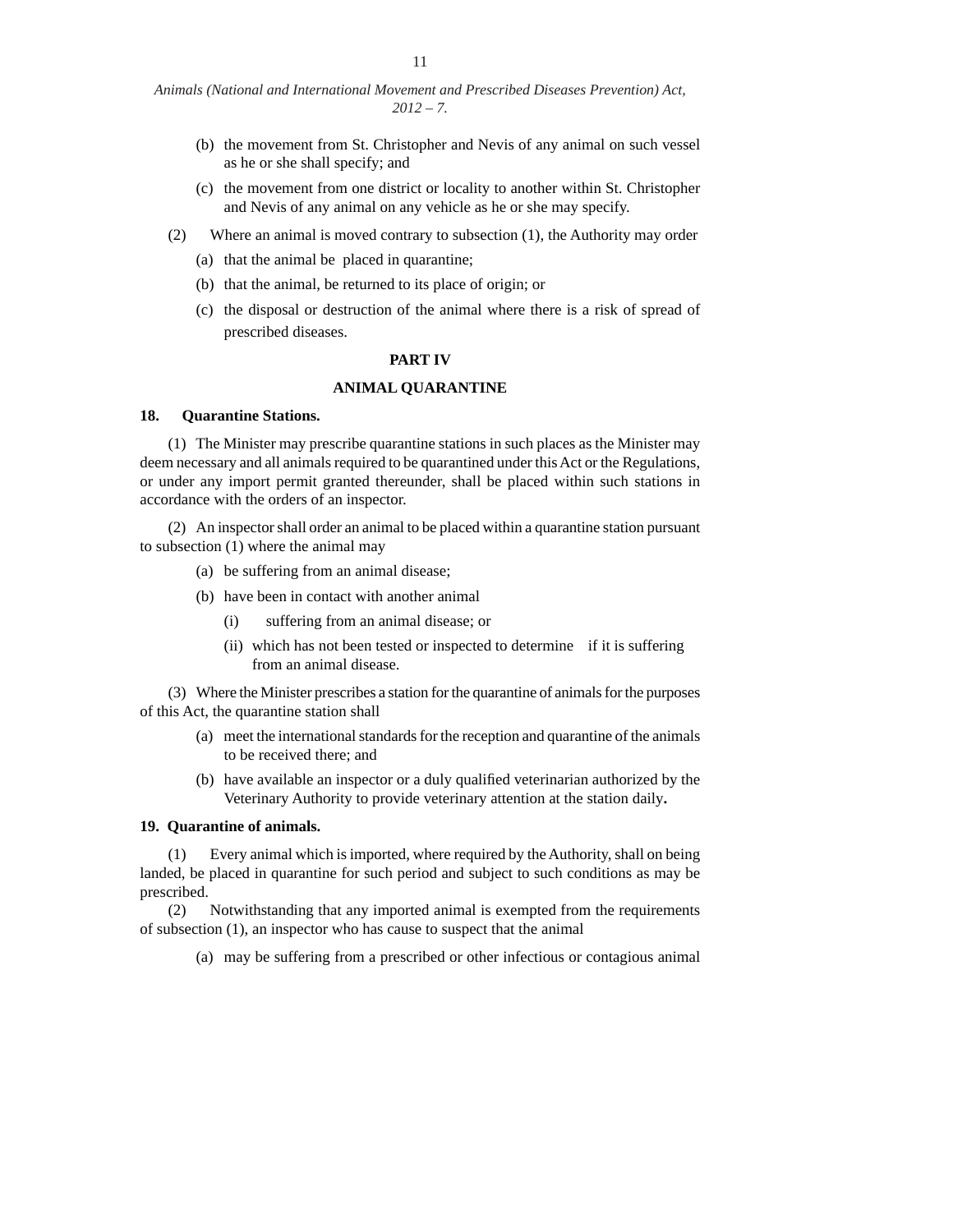(b) the movement from St. Christopher and Nevis of any animal on such vessel as he or she shall specify; and

(c) the movement from one district or locality to another within St. Christopher and Nevis of any animal on any vehicle as he or she may specify.

(2) Where an animal is moved contrary to subsection (1), the Authority may order

(a) that the animal be placed in quarantine;

(b) that the animal, be returned to its place of origin; or

(c) the disposal or destruction of the animal where there is a risk of spread of prescribed diseases.

## PART IV

## ANIMAL QUARANTINE

**18. Quarantine Stations.**

(1) The Minister may prescribe quarantine stations in such places as the Minister may deem necessary and all animals required to be quarantined under this Act or the Regulations, or under any import permit granted thereunder, shall be placed within such stations in accordance with the orders of an inspector.

(2) An inspector shall order an animal to be placed within a quarantine station pursuant to subsection (1) where the animal may

(a) be suffering from an animal disease;

(b) have been in contact with another animal

(i) suffering from an animal disease; or

(ii) which has not been tested or inspected to determine if it is suffering from an animal disease.

(3) Where the Minister prescribes a station for the quarantine of animals for the purposes of this Act, the quarantine station shall

(a) meet the international standards for the reception and quarantine of the animals to be received there; and

(b) have available an inspector or a duly qualified veterinarian authorized by the Veterinary Authority to provide veterinary attention at the station daily**.**

**19. Quarantine of animals.**

(1) Every animal which is imported, where required by the Authority, shall on being landed, be placed in quarantine for such period and subject to such conditions as may be prescribed.

(2) Notwithstanding that any imported animal is exempted from the requirements of subsection (1), an inspector who has cause to suspect that the animal

(a) may be suffering from a prescribed or other infectious or contagious animal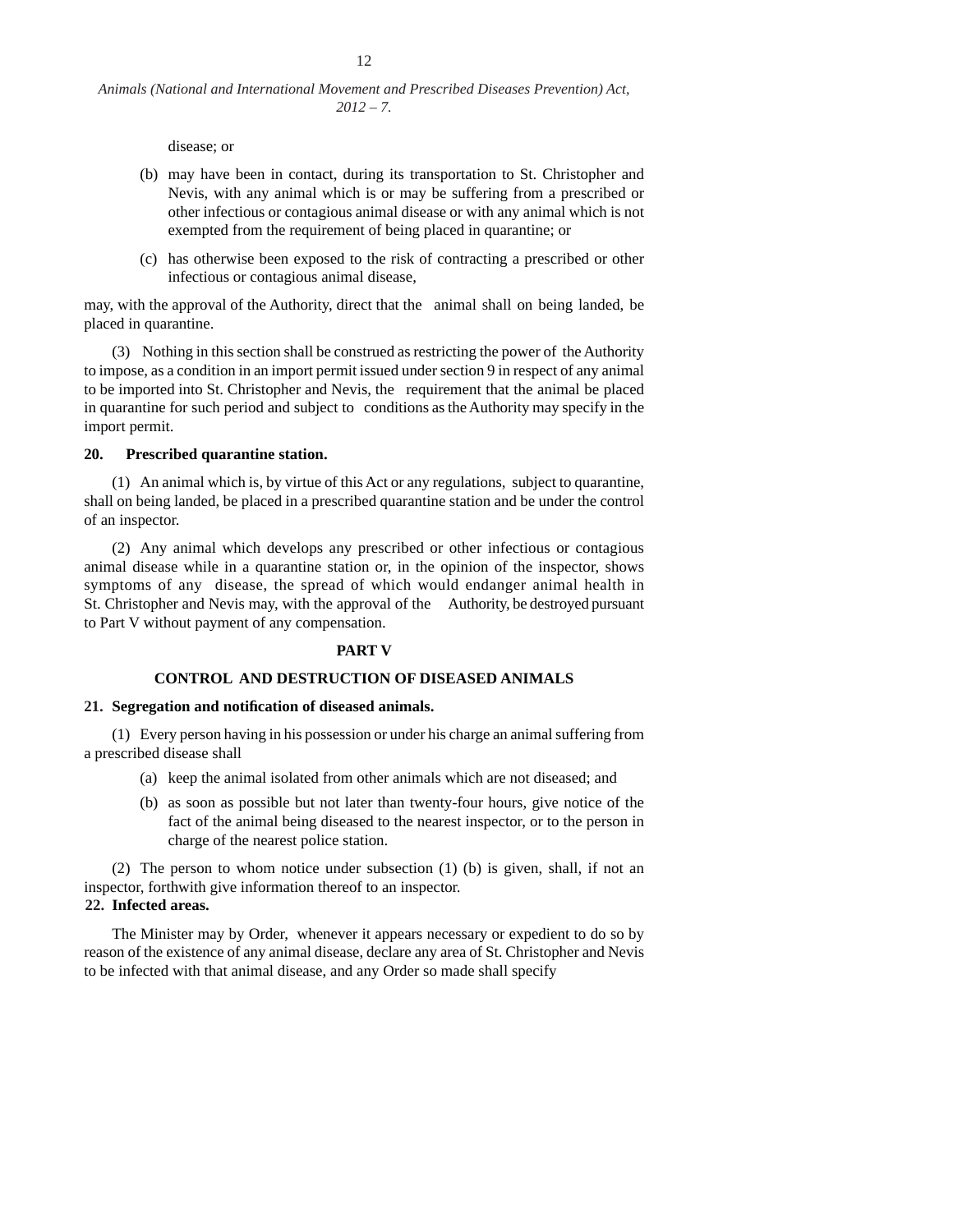disease; or

(b) may have been in contact, during its transportation to St. Christopher and Nevis, with any animal which is or may be suffering from a prescribed or other infectious or contagious animal disease or with any animal which is not exempted from the requirement of being placed in quarantine; or

(c) has otherwise been exposed to the risk of contracting a prescribed or other infectious or contagious animal disease,

may, with the approval of the Authority, direct that the animal shall on being landed, be placed in quarantine.

(3) Nothing in this section shall be construed as restricting the power of the Authority to impose, as a condition in an import permit issued under section 9 in respect of any animal to be imported into St. Christopher and Nevis, the requirement that the animal be placed in quarantine for such period and subject to conditions as the Authority may specify in the import permit.

**20. Prescribed quarantine station.**

(1) An animal which is, by virtue of this Act or any regulations, subject to quarantine, shall on being landed, be placed in a prescribed quarantine station and be under the control of an inspector.

(2) Any animal which develops any prescribed or other infectious or contagious animal disease while in a quarantine station or, in the opinion of the inspector, shows symptoms of any disease, the spread of which would endanger animal health in St. Christopher and Nevis may, with the approval of the Authority, be destroyed pursuant to Part V without payment of any compensation.

## PART V

## CONTROL AND DESTRUCTION OF DISEASED ANIMALS

**21. Segregation and notification of diseased animals.**

(1) Every person having in his possession or under his charge an animal suffering from a prescribed disease shall

(a) keep the animal isolated from other animals which are not diseased; and

(b) as soon as possible but not later than twenty-four hours, give notice of the fact of the animal being diseased to the nearest inspector, or to the person in charge of the nearest police station.

(2) The person to whom notice under subsection (1) (b) is given, shall, if not an inspector, forthwith give information thereof to an inspector.

**22. Infected areas.**

The Minister may by Order, whenever it appears necessary or expedient to do so by reason of the existence of any animal disease, declare any area of St. Christopher and Nevis to be infected with that animal disease, and any Order so made shall specify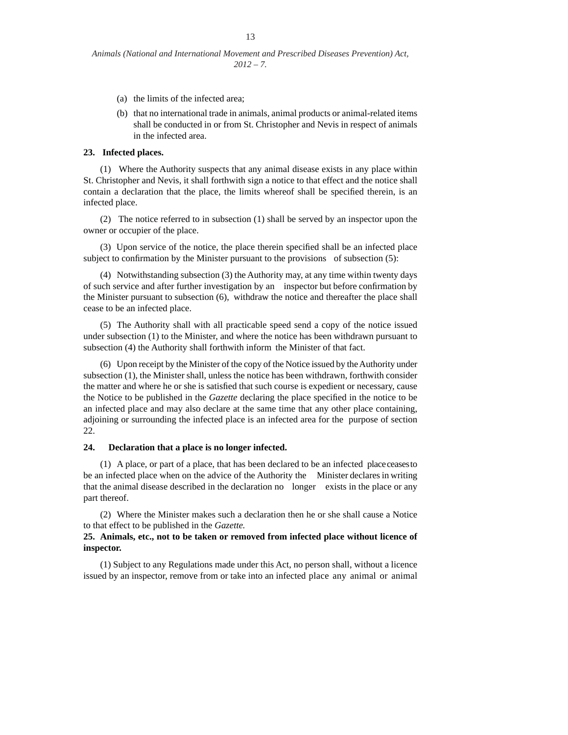(a) the limits of the infected area;

(b) that no international trade in animals, animal products or animal-related items shall be conducted in or from St. Christopher and Nevis in respect of animals in the infected area.

**23. Infected places.**

(1) Where the Authority suspects that any animal disease exists in any place within St. Christopher and Nevis, it shall forthwith sign a notice to that effect and the notice shall contain a declaration that the place, the limits whereof shall be specified therein, is an infected place.

(2) The notice referred to in subsection (1) shall be served by an inspector upon the owner or occupier of the place.

(3) Upon service of the notice, the place therein specified shall be an infected place subject to confirmation by the Minister pursuant to the provisions of subsection (5):

(4) Notwithstanding subsection (3) the Authority may, at any time within twenty days of such service and after further investigation by an inspector but before confirmation by the Minister pursuant to subsection (6), withdraw the notice and thereafter the place shall cease to be an infected place.

(5) The Authority shall with all practicable speed send a copy of the notice issued under subsection (1) to the Minister, and where the notice has been withdrawn pursuant to subsection (4) the Authority shall forthwith inform the Minister of that fact.

(6) Upon receipt by the Minister of the copy of the Notice issued by the Authority under subsection (1), the Minister shall, unless the notice has been withdrawn, forthwith consider the matter and where he or she is satisfied that such course is expedient or necessary, cause the Notice to be published in the *Gazette* declaring the place specified in the notice to be an infected place and may also declare at the same time that any other place containing, adjoining or surrounding the infected place is an infected area for the purpose of section 22.

**24. Declaration that a place is no longer infected.**

(1) A place, or part of a place, that has been declared to be an infected place ceases to be an infected place when on the advice of the Authority the Minister declares in writing that the animal disease described in the declaration no longer exists in the place or any part thereof.

(2) Where the Minister makes such a declaration then he or she shall cause a Notice to that effect to be published in the *Gazette.*

**25. Animals, etc., not to be taken or removed from infected place without licence of inspector.**

(1) Subject to any Regulations made under this Act, no person shall, without a licence issued by an inspector, remove from or take into an infected place any animal or animal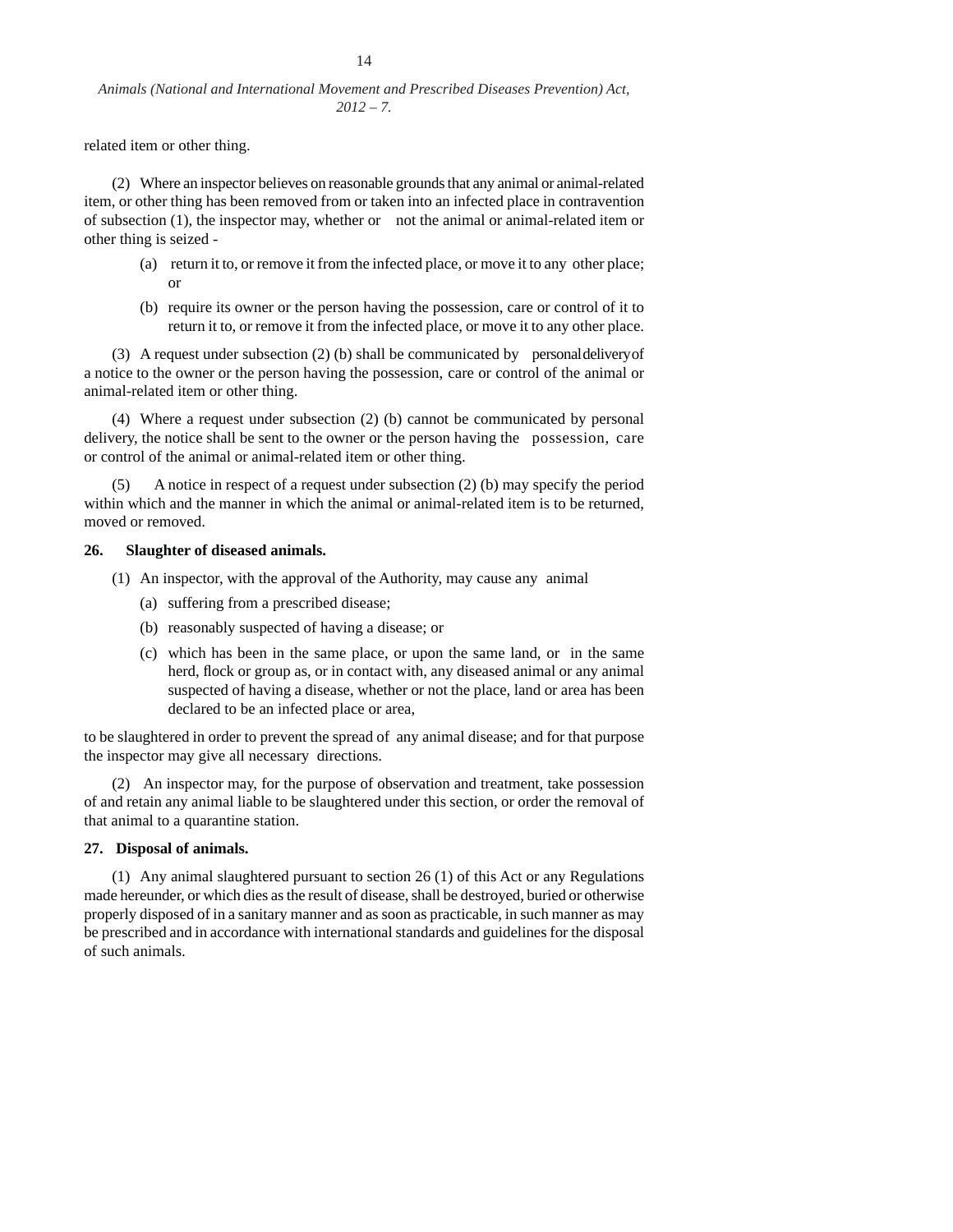related item or other thing.

(2) Where an inspector believes on reasonable grounds that any animal or animal-related item, or other thing has been removed from or taken into an infected place in contravention of subsection (1), the inspector may, whether or not the animal or animal-related item or other thing is seized -

(a) return it to, or remove it from the infected place, or move it to any other place; or

(b) require its owner or the person having the possession, care or control of it to return it to, or remove it from the infected place, or move it to any other place.

(3) A request under subsection (2) (b) shall be communicated by personal delivery of a notice to the owner or the person having the possession, care or control of the animal or animal-related item or other thing.

(4) Where a request under subsection (2) (b) cannot be communicated by personal delivery, the notice shall be sent to the owner or the person having the possession, care or control of the animal or animal-related item or other thing.

(5) A notice in respect of a request under subsection (2) (b) may specify the period within which and the manner in which the animal or animal-related item is to be returned, moved or removed.

**26. Slaughter of diseased animals.**

(1) An inspector, with the approval of the Authority, may cause any animal

(a) suffering from a prescribed disease;

(b) reasonably suspected of having a disease; or

(c) which has been in the same place, or upon the same land, or in the same herd, flock or group as, or in contact with, any diseased animal or any animal suspected of having a disease, whether or not the place, land or area has been declared to be an infected place or area,

to be slaughtered in order to prevent the spread of any animal disease; and for that purpose the inspector may give all necessary directions.

(2) An inspector may, for the purpose of observation and treatment, take possession of and retain any animal liable to be slaughtered under this section, or order the removal of that animal to a quarantine station.

**27. Disposal of animals.**

(1) Any animal slaughtered pursuant to section 26 (1) of this Act or any Regulations made hereunder, or which dies as the result of disease, shall be destroyed, buried or otherwise properly disposed of in a sanitary manner and as soon as practicable, in such manner as may be prescribed and in accordance with international standards and guidelines for the disposal of such animals.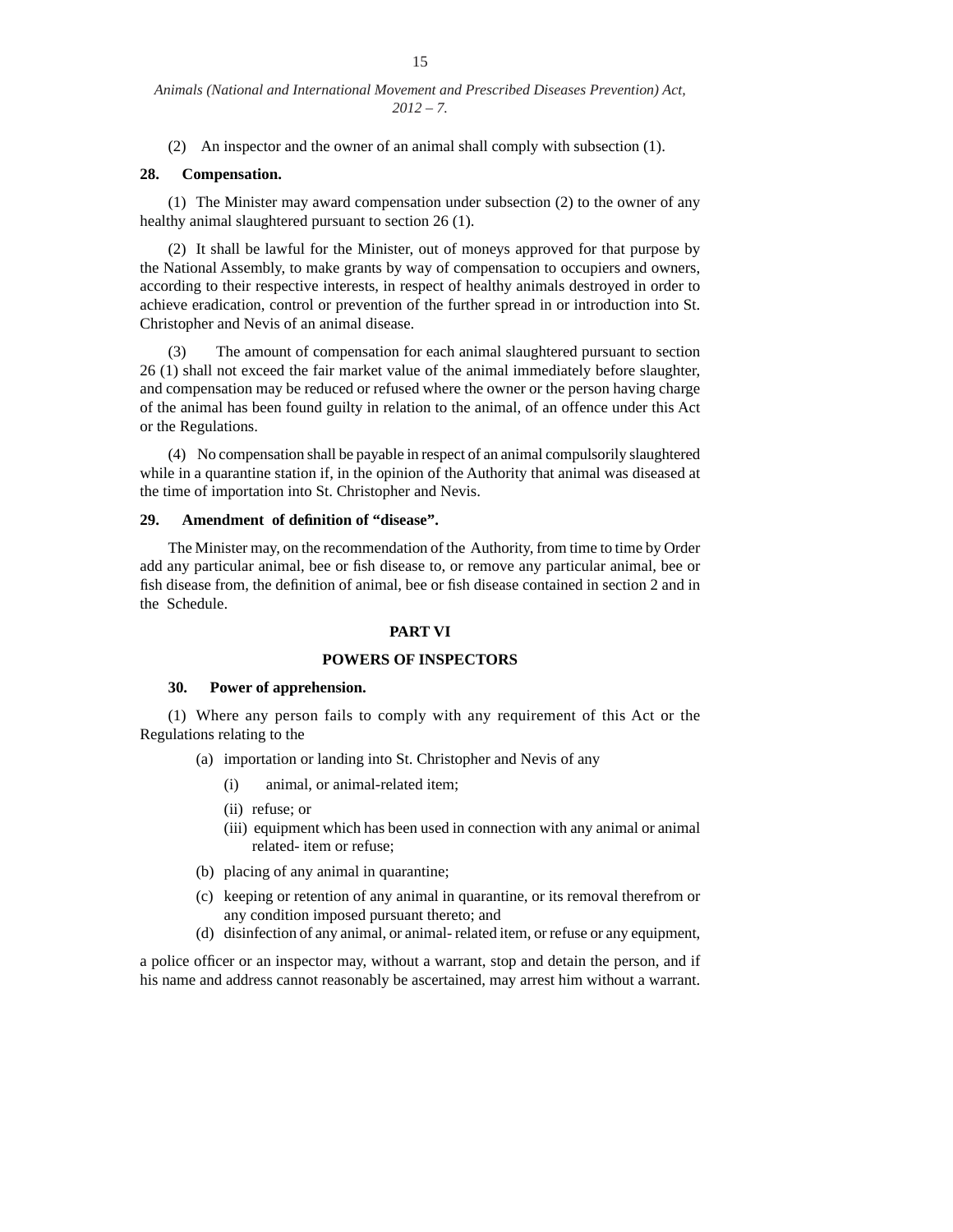(2) An inspector and the owner of an animal shall comply with subsection (1).

**28. Compensation.**

(1) The Minister may award compensation under subsection (2) to the owner of any healthy animal slaughtered pursuant to section 26 (1).

(2) It shall be lawful for the Minister, out of moneys approved for that purpose by the National Assembly, to make grants by way of compensation to occupiers and owners, according to their respective interests, in respect of healthy animals destroyed in order to achieve eradication, control or prevention of the further spread in or introduction into St. Christopher and Nevis of an animal disease.

(3) The amount of compensation for each animal slaughtered pursuant to section 26 (1) shall not exceed the fair market value of the animal immediately before slaughter, and compensation may be reduced or refused where the owner or the person having charge of the animal has been found guilty in relation to the animal, of an offence under this Act or the Regulations.

(4) No compensation shall be payable in respect of an animal compulsorily slaughtered while in a quarantine station if, in the opinion of the Authority that animal was diseased at the time of importation into St. Christopher and Nevis.

**29. Amendment of definition of "disease".**

The Minister may, on the recommendation of the Authority, from time to time by Order add any particular animal, bee or fish disease to, or remove any particular animal, bee or fish disease from, the definition of animal, bee or fish disease contained in section 2 and in the Schedule.

## PART VI

## POWERS OF INSPECTORS

**30. Power of apprehension.**

(1) Where any person fails to comply with any requirement of this Act or the Regulations relating to the

- (a) importation or landing into St. Christopher and Nevis of any
  - (i) animal, or animal-related item;
  - (ii) refuse; or
  - (iii) equipment which has been used in connection with any animal or animal related- item or refuse;
- (b) placing of any animal in quarantine;
- (c) keeping or retention of any animal in quarantine, or its removal therefrom or any condition imposed pursuant thereto; and
- (d) disinfection of any animal, or animal- related item, or refuse or any equipment,

a police officer or an inspector may, without a warrant, stop and detain the person, and if his name and address cannot reasonably be ascertained, may arrest him without a warrant.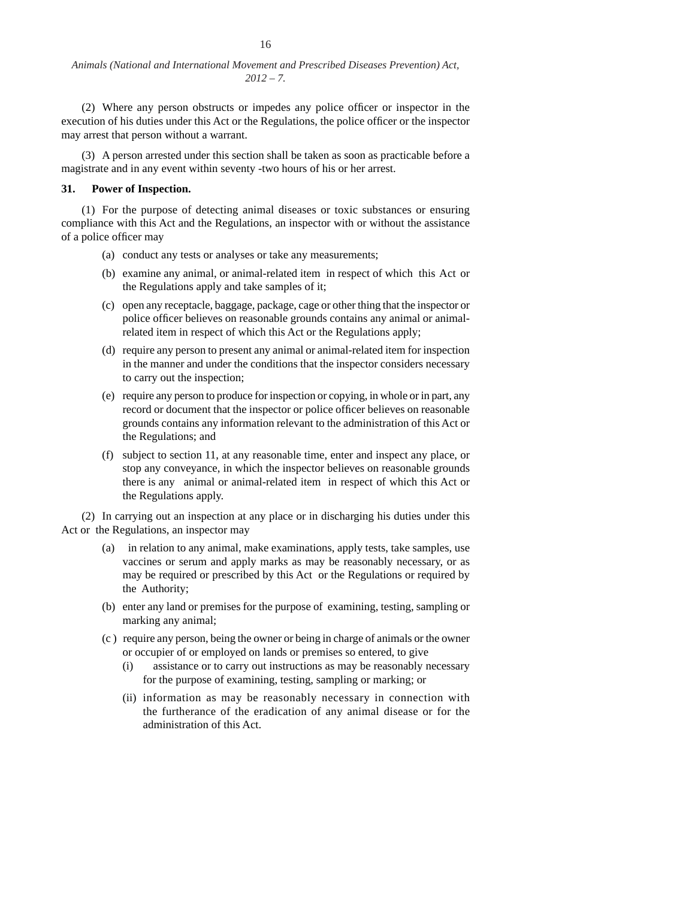(2) Where any person obstructs or impedes any police officer or inspector in the execution of his duties under this Act or the Regulations, the police officer or the inspector may arrest that person without a warrant.

(3) A person arrested under this section shall be taken as soon as practicable before a magistrate and in any event within seventy -two hours of his or her arrest.

**31. Power of Inspection.**

(1) For the purpose of detecting animal diseases or toxic substances or ensuring compliance with this Act and the Regulations, an inspector with or without the assistance of a police officer may

(a) conduct any tests or analyses or take any measurements;

(b) examine any animal, or animal-related item in respect of which this Act or the Regulations apply and take samples of it;

(c) open any receptacle, baggage, package, cage or other thing that the inspector or police officer believes on reasonable grounds contains any animal or animal-related item in respect of which this Act or the Regulations apply;

(d) require any person to present any animal or animal-related item for inspection in the manner and under the conditions that the inspector considers necessary to carry out the inspection;

(e) require any person to produce for inspection or copying, in whole or in part, any record or document that the inspector or police officer believes on reasonable grounds contains any information relevant to the administration of this Act or the Regulations; and

(f) subject to section 11, at any reasonable time, enter and inspect any place, or stop any conveyance, in which the inspector believes on reasonable grounds there is any animal or animal-related item in respect of which this Act or the Regulations apply.

(2) In carrying out an inspection at any place or in discharging his duties under this Act or the Regulations, an inspector may

(a) in relation to any animal, make examinations, apply tests, take samples, use vaccines or serum and apply marks as may be reasonably necessary, or as may be required or prescribed by this Act or the Regulations or required by the Authority;

(b) enter any land or premises for the purpose of examining, testing, sampling or marking any animal;

(c) require any person, being the owner or being in charge of animals or the owner or occupier of or employed on lands or premises so entered, to give

(i) assistance or to carry out instructions as may be reasonably necessary for the purpose of examining, testing, sampling or marking; or

(ii) information as may be reasonably necessary in connection with the furtherance of the eradication of any animal disease or for the administration of this Act.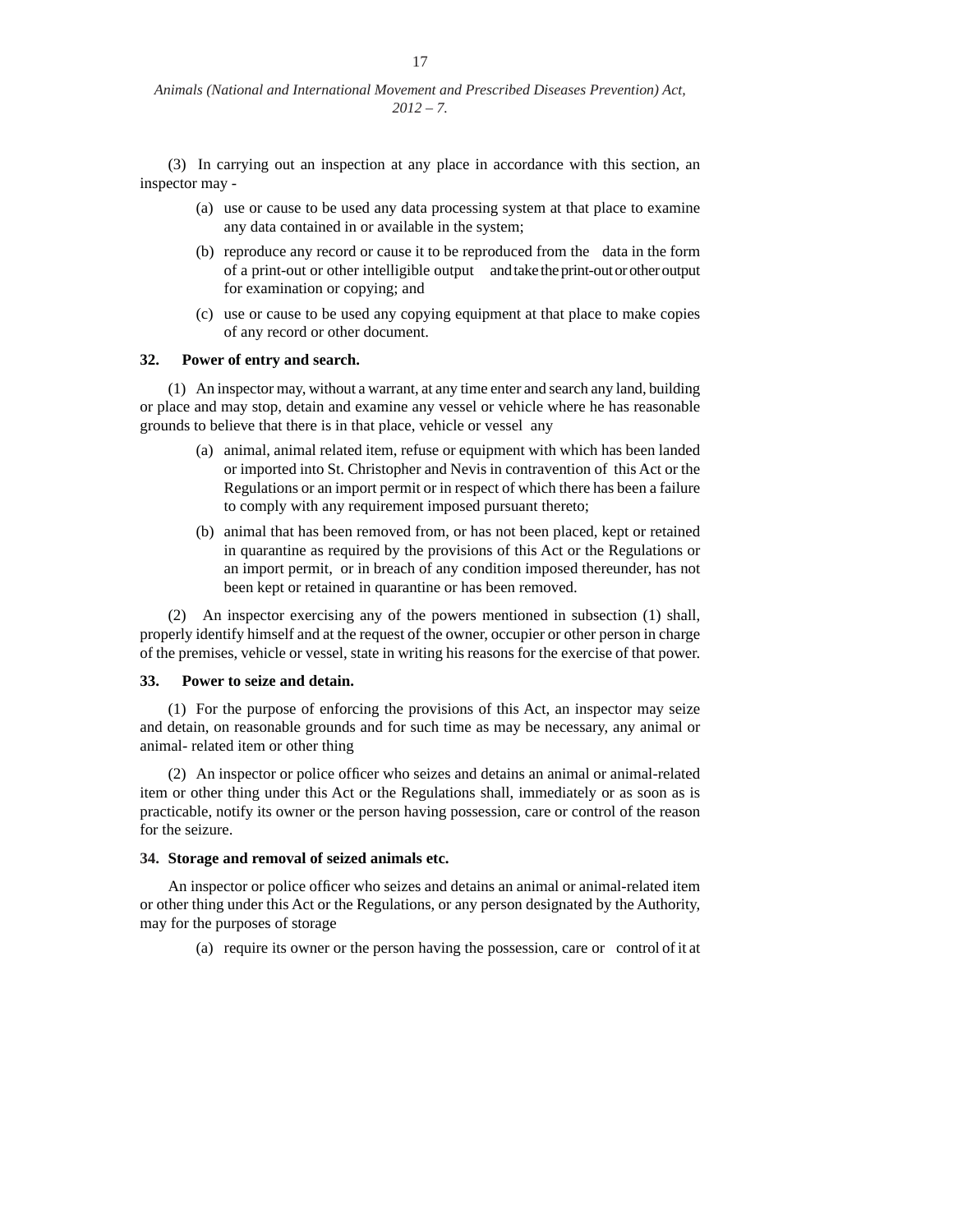(3) In carrying out an inspection at any place in accordance with this section, an inspector may -

(a) use or cause to be used any data processing system at that place to examine any data contained in or available in the system;

(b) reproduce any record or cause it to be reproduced from the data in the form of a print-out or other intelligible output and take the print-out or other output for examination or copying; and

(c) use or cause to be used any copying equipment at that place to make copies of any record or other document.

**32. Power of entry and search.**

(1) An inspector may, without a warrant, at any time enter and search any land, building or place and may stop, detain and examine any vessel or vehicle where he has reasonable grounds to believe that there is in that place, vehicle or vessel any

(a) animal, animal related item, refuse or equipment with which has been landed or imported into St. Christopher and Nevis in contravention of this Act or the Regulations or an import permit or in respect of which there has been a failure to comply with any requirement imposed pursuant thereto;

(b) animal that has been removed from, or has not been placed, kept or retained in quarantine as required by the provisions of this Act or the Regulations or an import permit, or in breach of any condition imposed thereunder, has not been kept or retained in quarantine or has been removed.

(2) An inspector exercising any of the powers mentioned in subsection (1) shall, properly identify himself and at the request of the owner, occupier or other person in charge of the premises, vehicle or vessel, state in writing his reasons for the exercise of that power.

**33. Power to seize and detain.**

(1) For the purpose of enforcing the provisions of this Act, an inspector may seize and detain, on reasonable grounds and for such time as may be necessary, any animal or animal- related item or other thing

(2) An inspector or police officer who seizes and detains an animal or animal-related item or other thing under this Act or the Regulations shall, immediately or as soon as is practicable, notify its owner or the person having possession, care or control of the reason for the seizure.

**34. Storage and removal of seized animals etc.**

An inspector or police officer who seizes and detains an animal or animal-related item or other thing under this Act or the Regulations, or any person designated by the Authority, may for the purposes of storage

(a) require its owner or the person having the possession, care or control of it at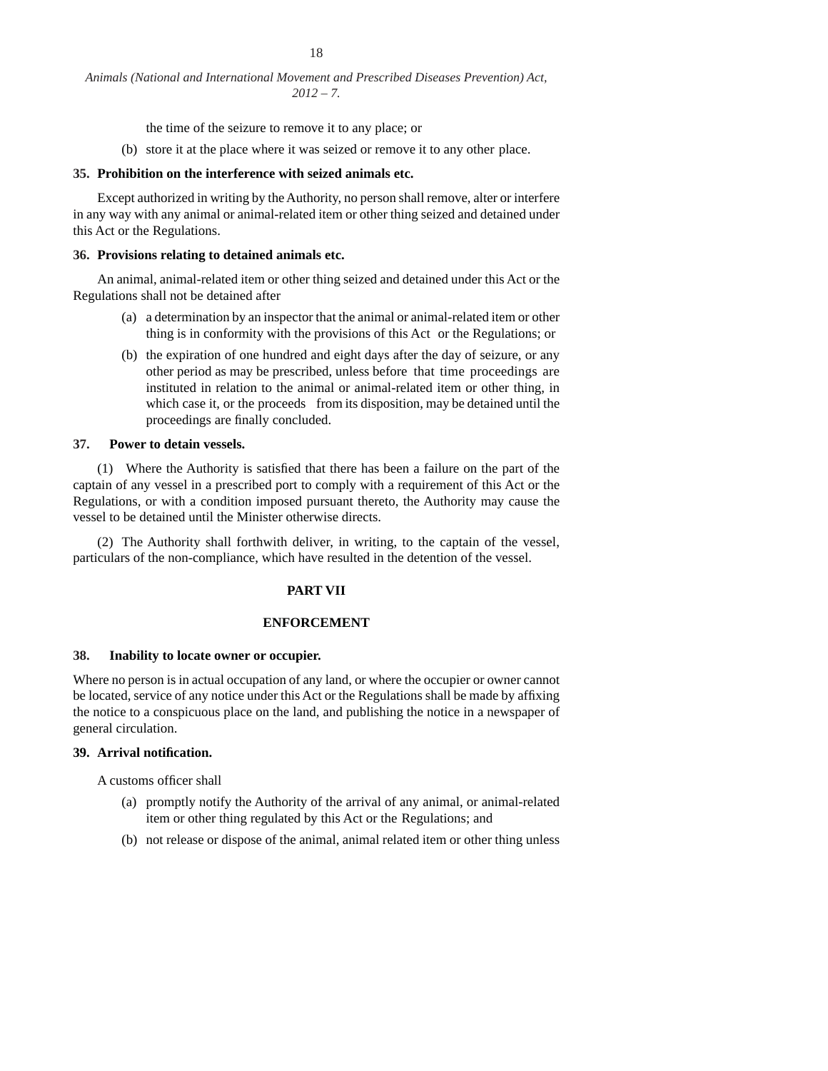the time of the seizure to remove it to any place; or

(b) store it at the place where it was seized or remove it to any other place.

**35. Prohibition on the interference with seized animals etc.**

Except authorized in writing by the Authority, no person shall remove, alter or interfere in any way with any animal or animal-related item or other thing seized and detained under this Act or the Regulations.

**36. Provisions relating to detained animals etc.**

An animal, animal-related item or other thing seized and detained under this Act or the Regulations shall not be detained after

(a) a determination by an inspector that the animal or animal-related item or other thing is in conformity with the provisions of this Act or the Regulations; or

(b) the expiration of one hundred and eight days after the day of seizure, or any other period as may be prescribed, unless before that time proceedings are instituted in relation to the animal or animal-related item or other thing, in which case it, or the proceeds from its disposition, may be detained until the proceedings are finally concluded.

**37. Power to detain vessels.**

(1) Where the Authority is satisfied that there has been a failure on the part of the captain of any vessel in a prescribed port to comply with a requirement of this Act or the Regulations, or with a condition imposed pursuant thereto, the Authority may cause the vessel to be detained until the Minister otherwise directs.

(2) The Authority shall forthwith deliver, in writing, to the captain of the vessel, particulars of the non-compliance, which have resulted in the detention of the vessel.

## PART VII

## ENFORCEMENT

**38. Inability to locate owner or occupier.**

Where no person is in actual occupation of any land, or where the occupier or owner cannot be located, service of any notice under this Act or the Regulations shall be made by affixing the notice to a conspicuous place on the land, and publishing the notice in a newspaper of general circulation.

**39. Arrival notification.**

A customs officer shall

(a) promptly notify the Authority of the arrival of any animal, or animal-related item or other thing regulated by this Act or the Regulations; and

(b) not release or dispose of the animal, animal related item or other thing unless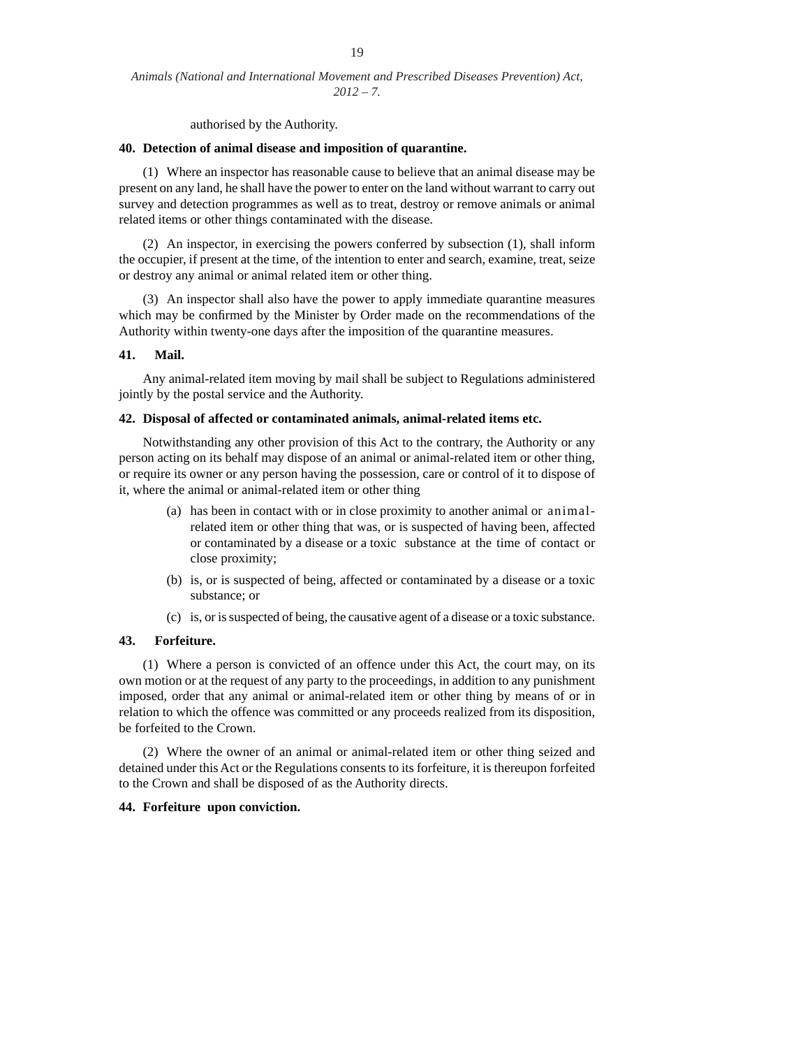authorised by the Authority.

**40. Detection of animal disease and imposition of quarantine.**

(1) Where an inspector has reasonable cause to believe that an animal disease may be present on any land, he shall have the power to enter on the land without warrant to carry out survey and detection programmes as well as to treat, destroy or remove animals or animal related items or other things contaminated with the disease.

(2) An inspector, in exercising the powers conferred by subsection (1), shall inform the occupier, if present at the time, of the intention to enter and search, examine, treat, seize or destroy any animal or animal related item or other thing.

(3) An inspector shall also have the power to apply immediate quarantine measures which may be confirmed by the Minister by Order made on the recommendations of the Authority within twenty-one days after the imposition of the quarantine measures.

**41. Mail.**

Any animal-related item moving by mail shall be subject to Regulations administered jointly by the postal service and the Authority.

**42. Disposal of affected or contaminated animals, animal-related items etc.**

Notwithstanding any other provision of this Act to the contrary, the Authority or any person acting on its behalf may dispose of an animal or animal-related item or other thing, or require its owner or any person having the possession, care or control of it to dispose of it, where the animal or animal-related item or other thing

(a) has been in contact with or in close proximity to another animal or animal-related item or other thing that was, or is suspected of having been, affected or contaminated by a disease or a toxic substance at the time of contact or close proximity;

(b) is, or is suspected of being, affected or contaminated by a disease or a toxic substance; or

(c) is, or is suspected of being, the causative agent of a disease or a toxic substance.

**43. Forfeiture.**

(1) Where a person is convicted of an offence under this Act, the court may, on its own motion or at the request of any party to the proceedings, in addition to any punishment imposed, order that any animal or animal-related item or other thing by means of or in relation to which the offence was committed or any proceeds realized from its disposition, be forfeited to the Crown.

(2) Where the owner of an animal or animal-related item or other thing seized and detained under this Act or the Regulations consents to its forfeiture, it is thereupon forfeited to the Crown and shall be disposed of as the Authority directs.

**44. Forfeiture upon conviction.**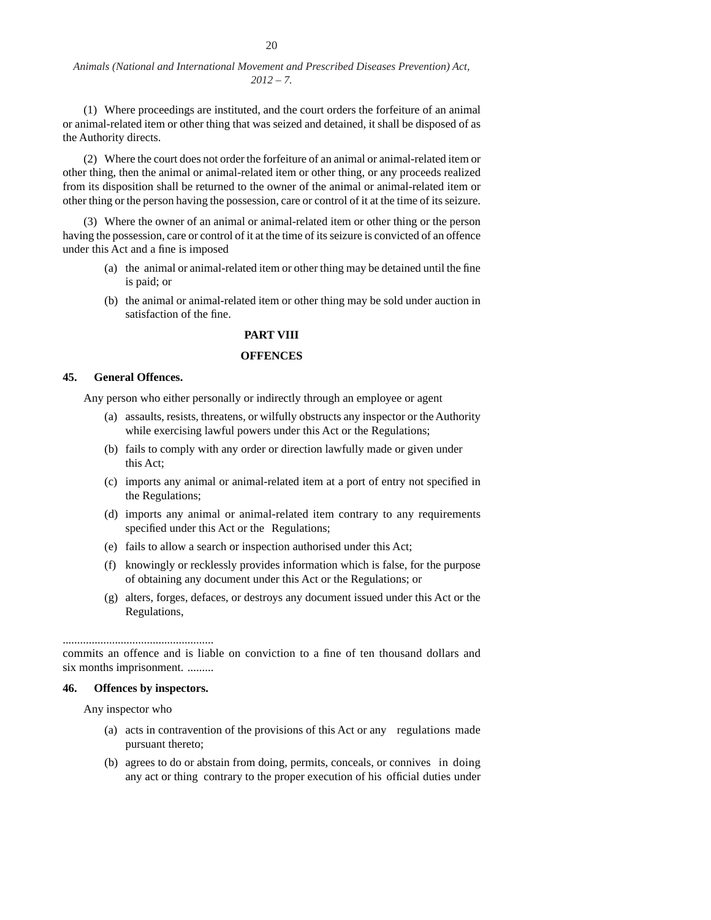(1) Where proceedings are instituted, and the court orders the forfeiture of an animal or animal-related item or other thing that was seized and detained, it shall be disposed of as the Authority directs.

(2) Where the court does not order the forfeiture of an animal or animal-related item or other thing, then the animal or animal-related item or other thing, or any proceeds realized from its disposition shall be returned to the owner of the animal or animal-related item or other thing or the person having the possession, care or control of it at the time of its seizure.

(3) Where the owner of an animal or animal-related item or other thing or the person having the possession, care or control of it at the time of its seizure is convicted of an offence under this Act and a fine is imposed

- (a) the animal or animal-related item or other thing may be detained until the fine is paid; or
- (b) the animal or animal-related item or other thing may be sold under auction in satisfaction of the fine.

## PART VIII

## OFFENCES

### 45. General Offences.

Any person who either personally or indirectly through an employee or agent

- (a) assaults, resists, threatens, or wilfully obstructs any inspector or the Authority while exercising lawful powers under this Act or the Regulations;
- (b) fails to comply with any order or direction lawfully made or given under this Act;
- (c) imports any animal or animal-related item at a port of entry not specified in the Regulations;
- (d) imports any animal or animal-related item contrary to any requirements specified under this Act or the Regulations;
- (e) fails to allow a search or inspection authorised under this Act;
- (f) knowingly or recklessly provides information which is false, for the purpose of obtaining any document under this Act or the Regulations; or
- (g) alters, forges, defaces, or destroys any document issued under this Act or the Regulations,

....................................................

commits an offence and is liable on conviction to a fine of ten thousand dollars and six months imprisonment. .........

### 46. Offences by inspectors.

Any inspector who

- (a) acts in contravention of the provisions of this Act or any regulations made pursuant thereto;
- (b) agrees to do or abstain from doing, permits, conceals, or connives in doing any act or thing contrary to the proper execution of his official duties under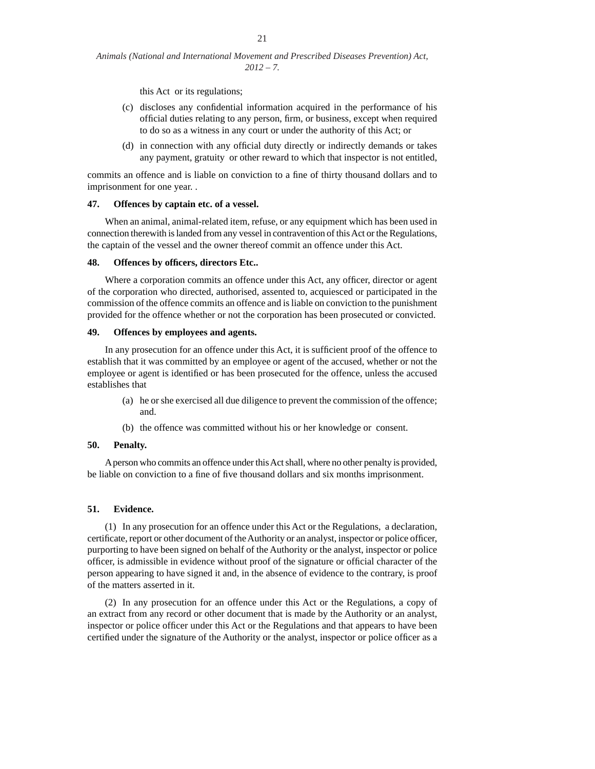this Act or its regulations;

(c) discloses any confidential information acquired in the performance of his official duties relating to any person, firm, or business, except when required to do so as a witness in any court or under the authority of this Act; or

(d) in connection with any official duty directly or indirectly demands or takes any payment, gratuity or other reward to which that inspector is not entitled,

commits an offence and is liable on conviction to a fine of thirty thousand dollars and to imprisonment for one year. .

**47. Offences by captain etc. of a vessel.**

When an animal, animal-related item, refuse, or any equipment which has been used in connection therewith is landed from any vessel in contravention of this Act or the Regulations, the captain of the vessel and the owner thereof commit an offence under this Act.

**48. Offences by officers, directors Etc..**

Where a corporation commits an offence under this Act, any officer, director or agent of the corporation who directed, authorised, assented to, acquiesced or participated in the commission of the offence commits an offence and is liable on conviction to the punishment provided for the offence whether or not the corporation has been prosecuted or convicted.

**49. Offences by employees and agents.**

In any prosecution for an offence under this Act, it is sufficient proof of the offence to establish that it was committed by an employee or agent of the accused, whether or not the employee or agent is identified or has been prosecuted for the offence, unless the accused establishes that

(a) he or she exercised all due diligence to prevent the commission of the offence; and.

(b) the offence was committed without his or her knowledge or consent.

**50. Penalty.**

A person who commits an offence under this Act shall, where no other penalty is provided, be liable on conviction to a fine of five thousand dollars and six months imprisonment.

**51. Evidence.**

(1) In any prosecution for an offence under this Act or the Regulations, a declaration, certificate, report or other document of the Authority or an analyst, inspector or police officer, purporting to have been signed on behalf of the Authority or the analyst, inspector or police officer, is admissible in evidence without proof of the signature or official character of the person appearing to have signed it and, in the absence of evidence to the contrary, is proof of the matters asserted in it.

(2) In any prosecution for an offence under this Act or the Regulations, a copy of an extract from any record or other document that is made by the Authority or an analyst, inspector or police officer under this Act or the Regulations and that appears to have been certified under the signature of the Authority or the analyst, inspector or police officer as a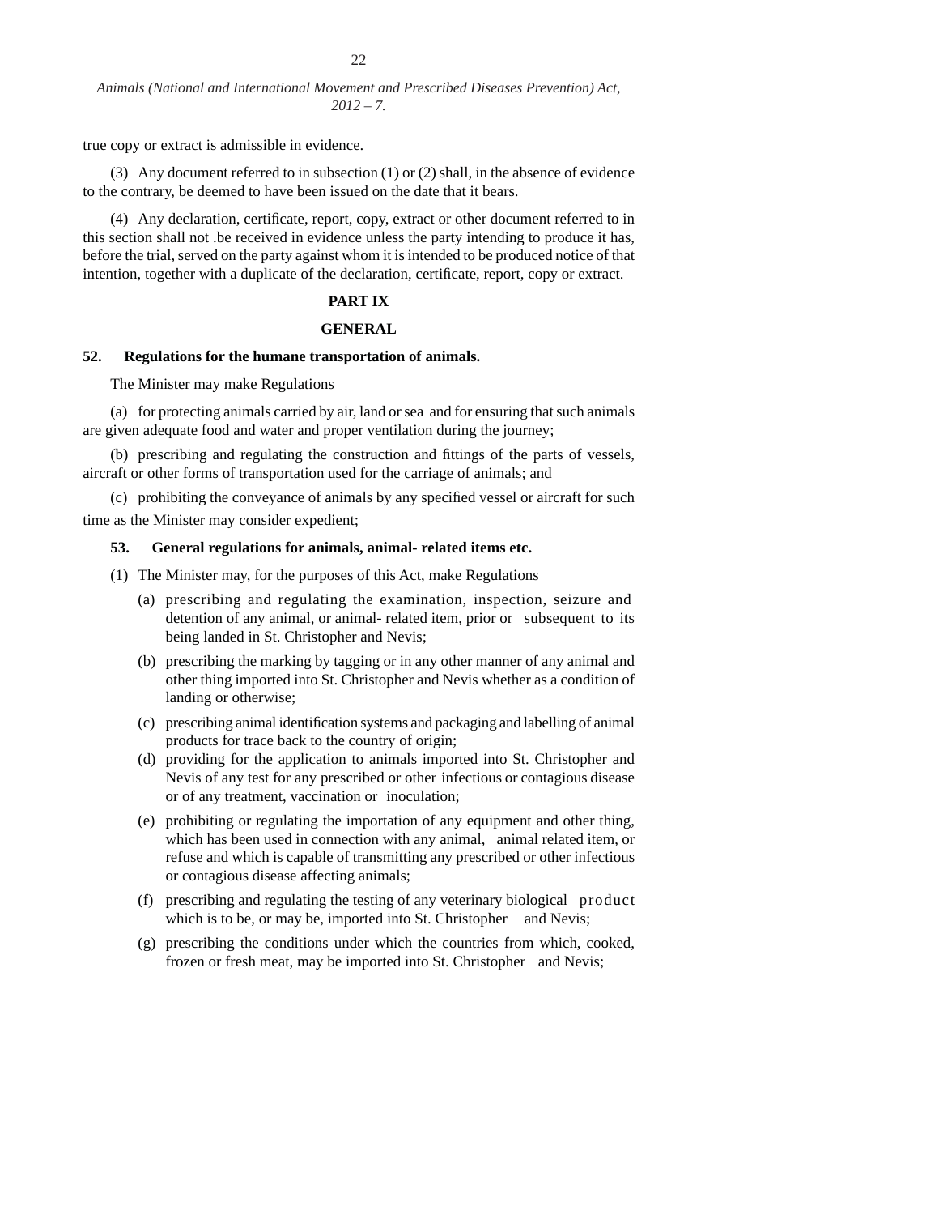true copy or extract is admissible in evidence.

(3) Any document referred to in subsection (1) or (2) shall, in the absence of evidence to the contrary, be deemed to have been issued on the date that it bears.

(4) Any declaration, certificate, report, copy, extract or other document referred to in this section shall not .be received in evidence unless the party intending to produce it has, before the trial, served on the party against whom it is intended to be produced notice of that intention, together with a duplicate of the declaration, certificate, report, copy or extract.

## PART IX

## GENERAL

**52. Regulations for the humane transportation of animals.**

The Minister may make Regulations

(a) for protecting animals carried by air, land or sea and for ensuring that such animals are given adequate food and water and proper ventilation during the journey;

(b) prescribing and regulating the construction and fittings of the parts of vessels, aircraft or other forms of transportation used for the carriage of animals; and

(c) prohibiting the conveyance of animals by any specified vessel or aircraft for such time as the Minister may consider expedient;

**53. General regulations for animals, animal- related items etc.**

(1) The Minister may, for the purposes of this Act, make Regulations

(a) prescribing and regulating the examination, inspection, seizure and detention of any animal, or animal- related item, prior or subsequent to its being landed in St. Christopher and Nevis;

(b) prescribing the marking by tagging or in any other manner of any animal and other thing imported into St. Christopher and Nevis whether as a condition of landing or otherwise;

(c) prescribing animal identification systems and packaging and labelling of animal products for trace back to the country of origin;

(d) providing for the application to animals imported into St. Christopher and Nevis of any test for any prescribed or other infectious or contagious disease or of any treatment, vaccination or inoculation;

(e) prohibiting or regulating the importation of any equipment and other thing, which has been used in connection with any animal, animal related item, or refuse and which is capable of transmitting any prescribed or other infectious or contagious disease affecting animals;

(f) prescribing and regulating the testing of any veterinary biological product which is to be, or may be, imported into St. Christopher and Nevis;

(g) prescribing the conditions under which the countries from which, cooked, frozen or fresh meat, may be imported into St. Christopher and Nevis;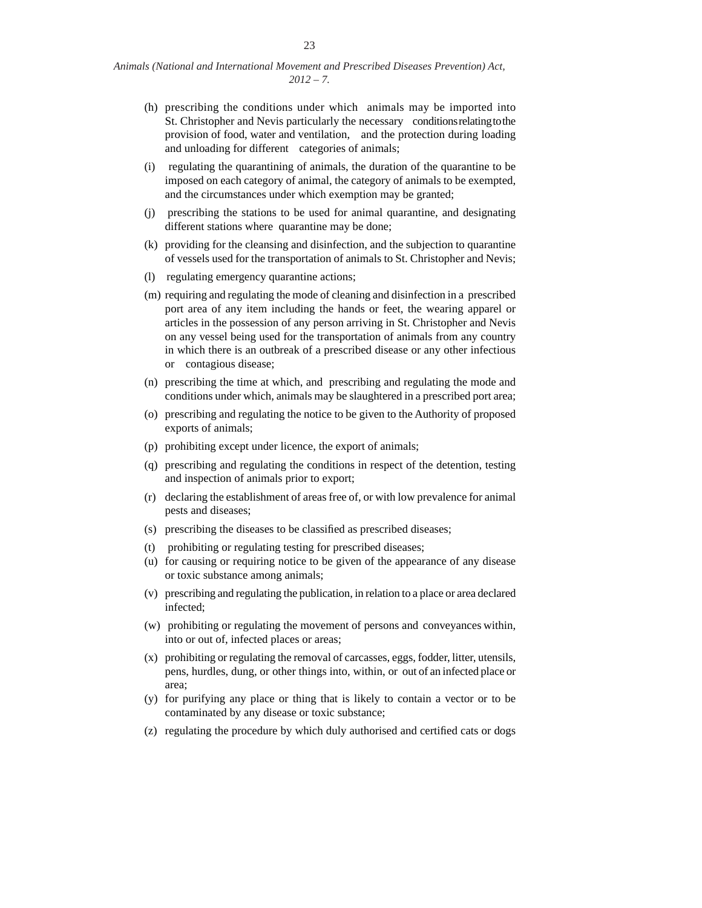(h) prescribing the conditions under which animals may be imported into St. Christopher and Nevis particularly the necessary conditions relating to the provision of food, water and ventilation, and the protection during loading and unloading for different categories of animals;

(i) regulating the quarantining of animals, the duration of the quarantine to be imposed on each category of animal, the category of animals to be exempted, and the circumstances under which exemption may be granted;

(j) prescribing the stations to be used for animal quarantine, and designating different stations where quarantine may be done;

(k) providing for the cleansing and disinfection, and the subjection to quarantine of vessels used for the transportation of animals to St. Christopher and Nevis;

(l) regulating emergency quarantine actions;

(m) requiring and regulating the mode of cleaning and disinfection in a prescribed port area of any item including the hands or feet, the wearing apparel or articles in the possession of any person arriving in St. Christopher and Nevis on any vessel being used for the transportation of animals from any country in which there is an outbreak of a prescribed disease or any other infectious or contagious disease;

(n) prescribing the time at which, and prescribing and regulating the mode and conditions under which, animals may be slaughtered in a prescribed port area;

(o) prescribing and regulating the notice to be given to the Authority of proposed exports of animals;

(p) prohibiting except under licence, the export of animals;

(q) prescribing and regulating the conditions in respect of the detention, testing and inspection of animals prior to export;

(r) declaring the establishment of areas free of, or with low prevalence for animal pests and diseases;

(s) prescribing the diseases to be classified as prescribed diseases;

(t) prohibiting or regulating testing for prescribed diseases;

(u) for causing or requiring notice to be given of the appearance of any disease or toxic substance among animals;

(v) prescribing and regulating the publication, in relation to a place or area declared infected;

(w) prohibiting or regulating the movement of persons and conveyances within, into or out of, infected places or areas;

(x) prohibiting or regulating the removal of carcasses, eggs, fodder, litter, utensils, pens, hurdles, dung, or other things into, within, or out of an infected place or area;

(y) for purifying any place or thing that is likely to contain a vector or to be contaminated by any disease or toxic substance;

(z) regulating the procedure by which duly authorised and certified cats or dogs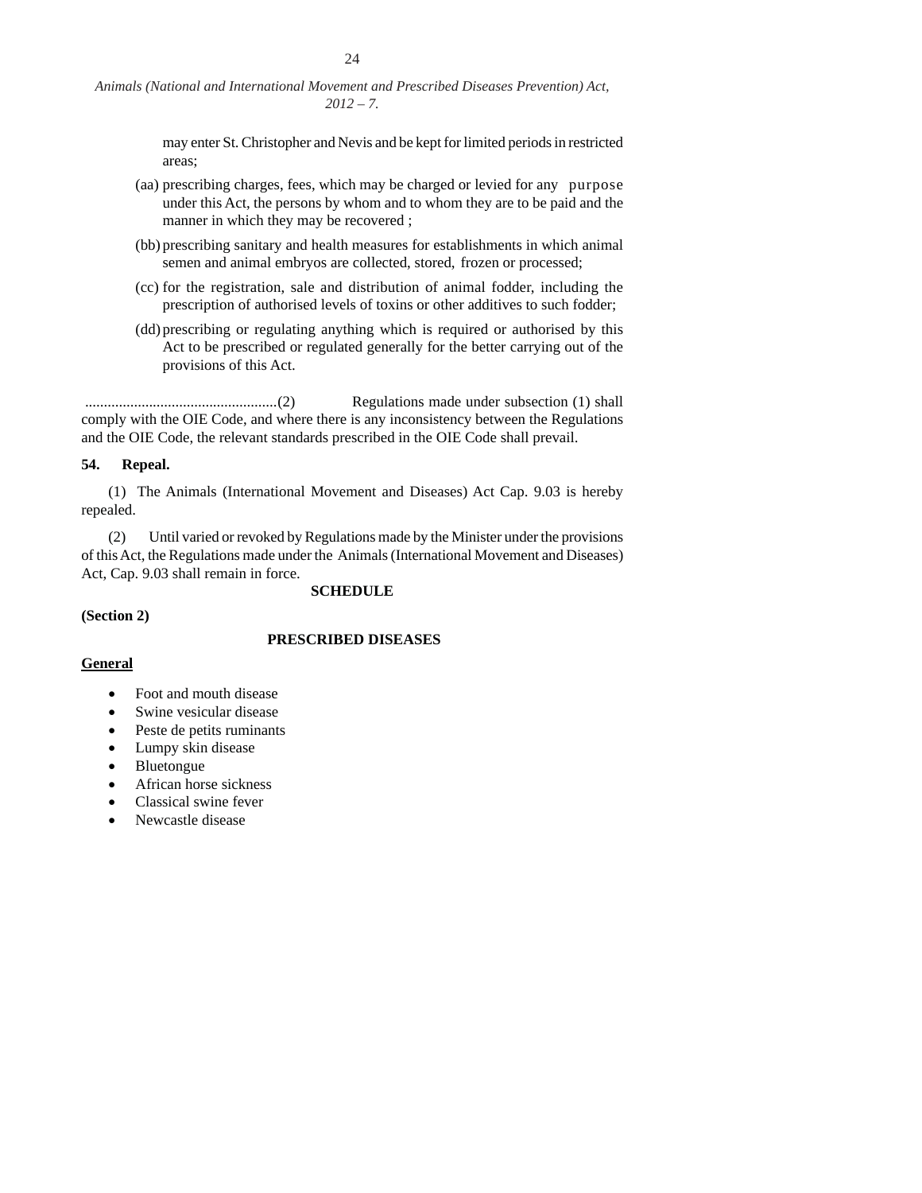may enter St. Christopher and Nevis and be kept for limited periods in restricted areas;

(aa) prescribing charges, fees, which may be charged or levied for any purpose under this Act, the persons by whom and to whom they are to be paid and the manner in which they may be recovered ;

(bb) prescribing sanitary and health measures for establishments in which animal semen and animal embryos are collected, stored, frozen or processed;

(cc) for the registration, sale and distribution of animal fodder, including the prescription of authorised levels of toxins or other additives to such fodder;

(dd) prescribing or regulating anything which is required or authorised by this Act to be prescribed or regulated generally for the better carrying out of the provisions of this Act.

...................................................(2) Regulations made under subsection (1) shall comply with the OIE Code, and where there is any inconsistency between the Regulations and the OIE Code, the relevant standards prescribed in the OIE Code shall prevail.

**54. Repeal.**

(1) The Animals (International Movement and Diseases) Act Cap. 9.03 is hereby repealed.

(2) Until varied or revoked by Regulations made by the Minister under the provisions of this Act, the Regulations made under the Animals (International Movement and Diseases) Act, Cap. 9.03 shall remain in force.

**SCHEDULE**

**(Section 2)**

**PRESCRIBED DISEASES**

**General**

- Foot and mouth disease
- Swine vesicular disease
- Peste de petits ruminants
- Lumpy skin disease
- Bluetongue
- African horse sickness
- Classical swine fever
- Newcastle disease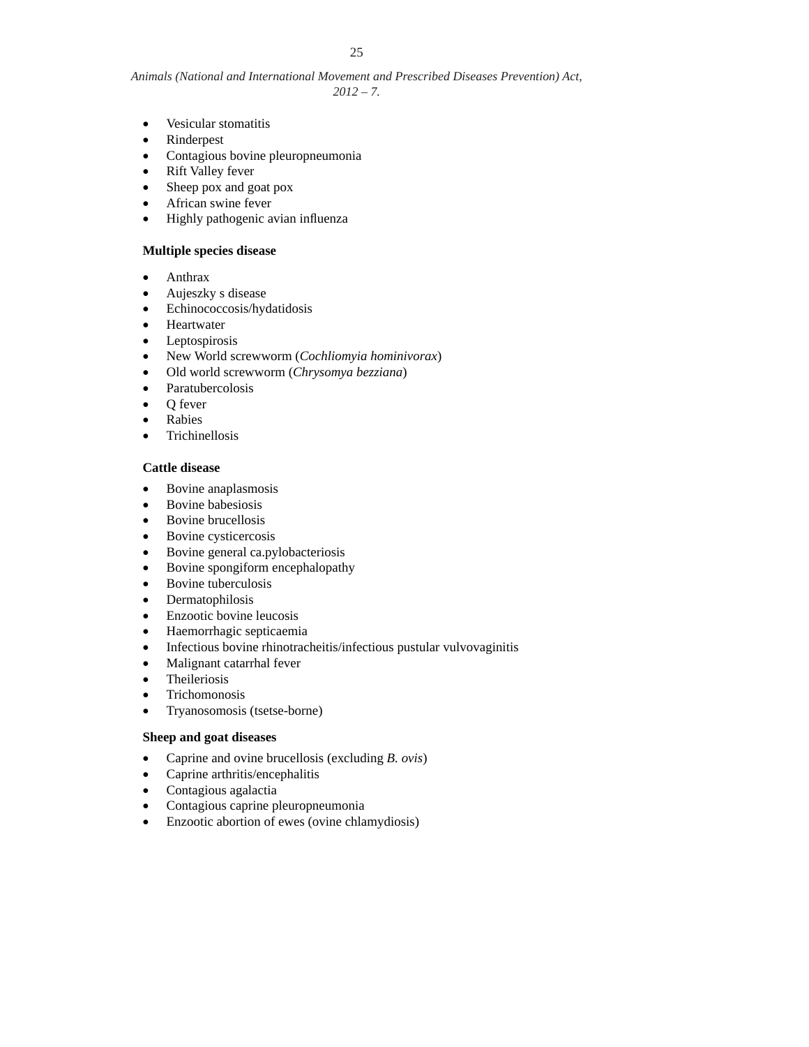- Vesicular stomatitis
- Rinderpest
- Contagious bovine pleuropneumonia
- Rift Valley fever
- Sheep pox and goat pox
- African swine fever
- Highly pathogenic avian influenza

**Multiple species disease**

- Anthrax
- Aujeszky s disease
- Echinococcosis/hydatidosis
- Heartwater
- Leptospirosis
- New World screwworm (*Cochliomyia hominivorax*)
- Old world screwworm (*Chrysomya bezziana*)
- Paratubercolosis
- Q fever
- Rabies
- Trichinellosis

**Cattle disease**

- Bovine anaplasmosis
- Bovine babesiosis
- Bovine brucellosis
- Bovine cysticercosis
- Bovine general ca.pylobacteriosis
- Bovine spongiform encephalopathy
- Bovine tuberculosis
- Dermatophilosis
- Enzootic bovine leucosis
- Haemorrhagic septicaemia
- Infectious bovine rhinotracheitis/infectious pustular vulvovaginitis
- Malignant catarrhal fever
- Theileriosis
- Trichomonosis
- Tryanosomosis (tsetse-borne)

**Sheep and goat diseases**

- Caprine and ovine brucellosis (excluding *B. ovis*)
- Caprine arthritis/encephalitis
- Contagious agalactia
- Contagious caprine pleuropneumonia
- Enzootic abortion of ewes (ovine chlamydiosis)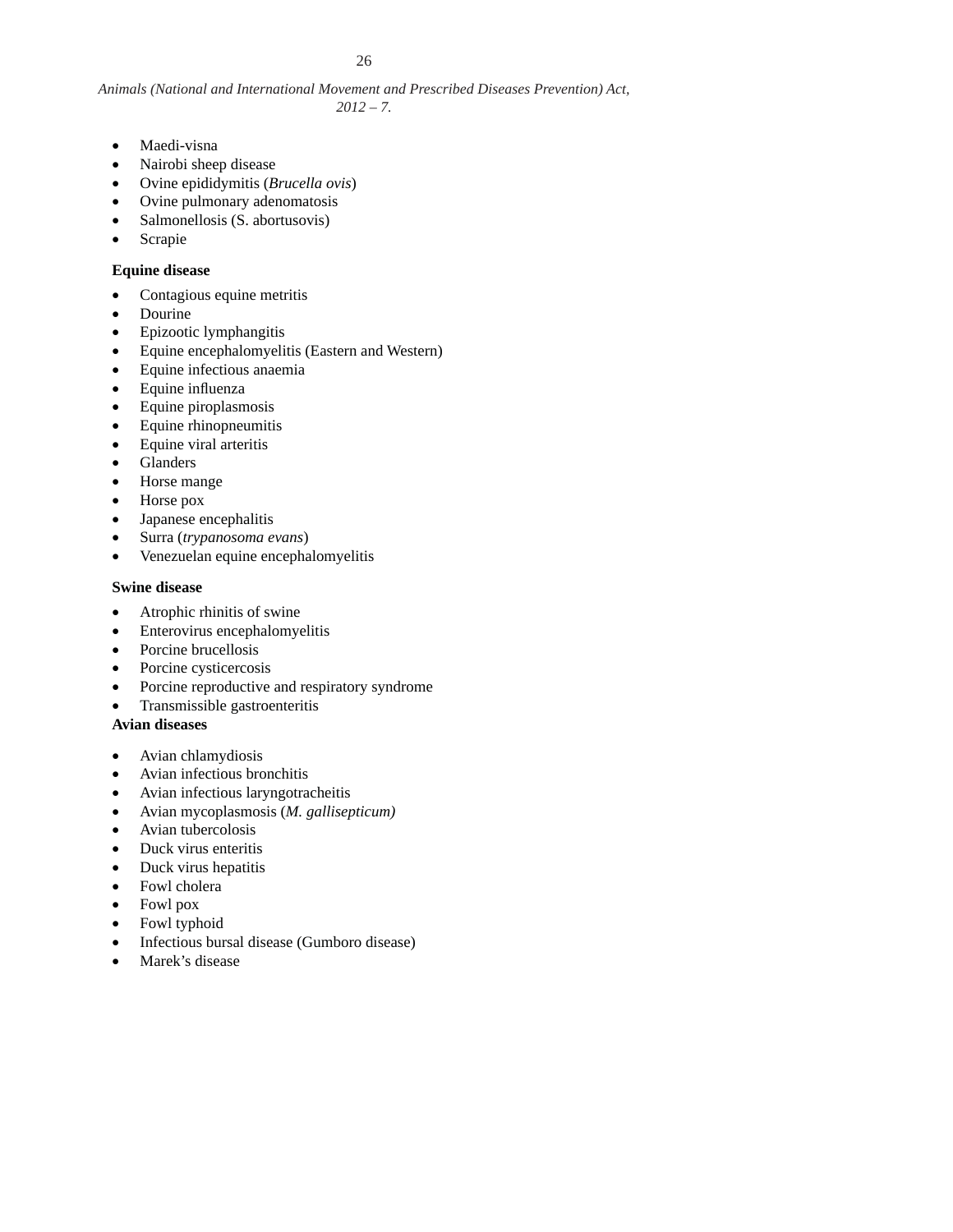- Maedi-visna
- Nairobi sheep disease
- Ovine epididymitis (*Brucella ovis*)
- Ovine pulmonary adenomatosis
- Salmonellosis (S. abortusovis)
- Scrapie

**Equine disease**

- Contagious equine metritis
- Dourine
- Epizootic lymphangitis
- Equine encephalomyelitis (Eastern and Western)
- Equine infectious anaemia
- Equine influenza
- Equine piroplasmosis
- Equine rhinopneumitis
- Equine viral arteritis
- Glanders
- Horse mange
- Horse pox
- Japanese encephalitis
- Surra (*trypanosoma evans*)
- Venezuelan equine encephalomyelitis

**Swine disease**

- Atrophic rhinitis of swine
- Enterovirus encephalomyelitis
- Porcine brucellosis
- Porcine cysticercosis
- Porcine reproductive and respiratory syndrome
- Transmissible gastroenteritis

**Avian diseases**

- Avian chlamydiosis
- Avian infectious bronchitis
- Avian infectious laryngotracheitis
- Avian mycoplasmosis (*M. gallisepticum)*
- Avian tubercolosis
- Duck virus enteritis
- Duck virus hepatitis
- Fowl cholera
- Fowl pox
- Fowl typhoid
- Infectious bursal disease (Gumboro disease)
- Marek’s disease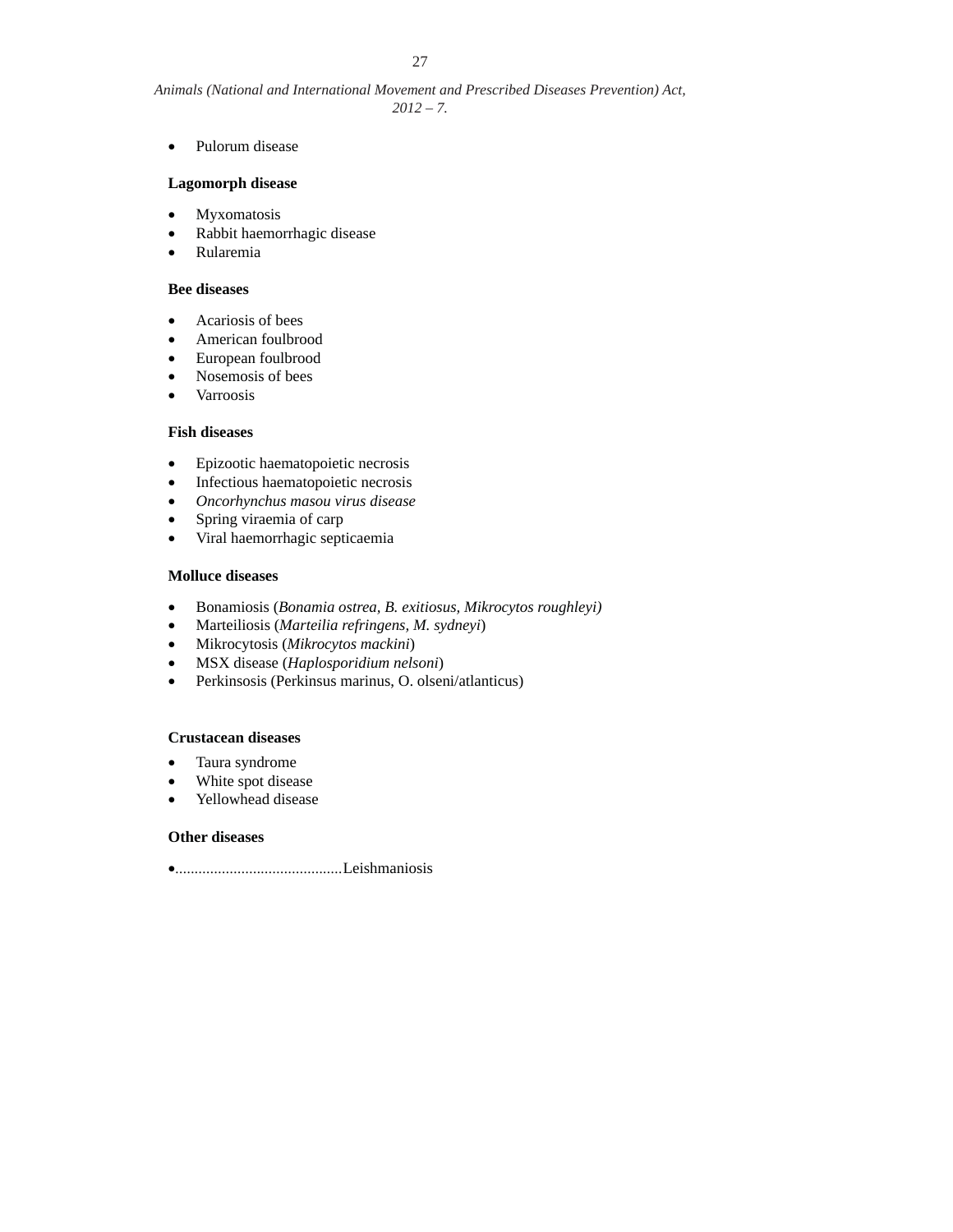- Pulorum disease

**Lagomorph disease**

- Myxomatosis
- Rabbit haemorrhagic disease
- Rularemia

**Bee diseases**

- Acariosis of bees
- American foulbrood
- European foulbrood
- Nosemosis of bees
- Varroosis

**Fish diseases**

- Epizootic haematopoietic necrosis
- Infectious haematopoietic necrosis
- *Oncorhynchus masou virus disease*
- Spring viraemia of carp
- Viral haemorrhagic septicaemia

**Molluce diseases**

- Bonamiosis (*Bonamia ostrea, B. exitiosus, Mikrocytos roughleyi)*
- Marteiliosis (*Marteilia refringens, M. sydneyi*)
- Mikrocytosis (*Mikrocytos mackini*)
- MSX disease (*Haplosporidium nelsoni*)
- Perkinsosis (Perkinsus marinus, O. olseni/atlanticus)

**Crustacean diseases**

- Taura syndrome
- White spot disease
- Yellowhead disease

**Other diseases**

- ..........................................Leishmaniosis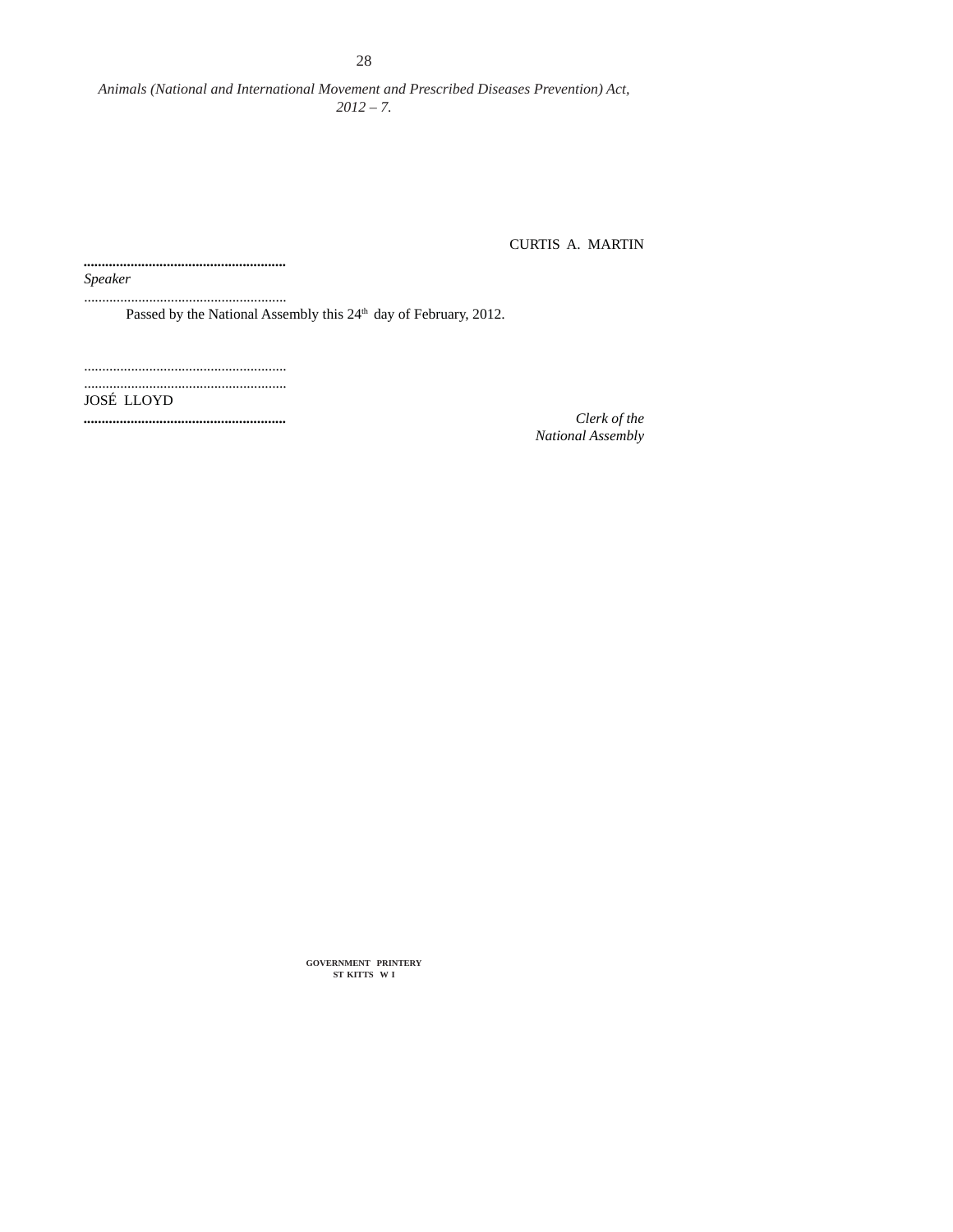CURTIS A. MARTIN

*Speaker*

Passed by the National Assembly this 24th day of February, 2012.

JOSÉ LLOYD

*Clerk of the National Assembly*

GOVERNMENT PRINTERY
ST KITTS W I